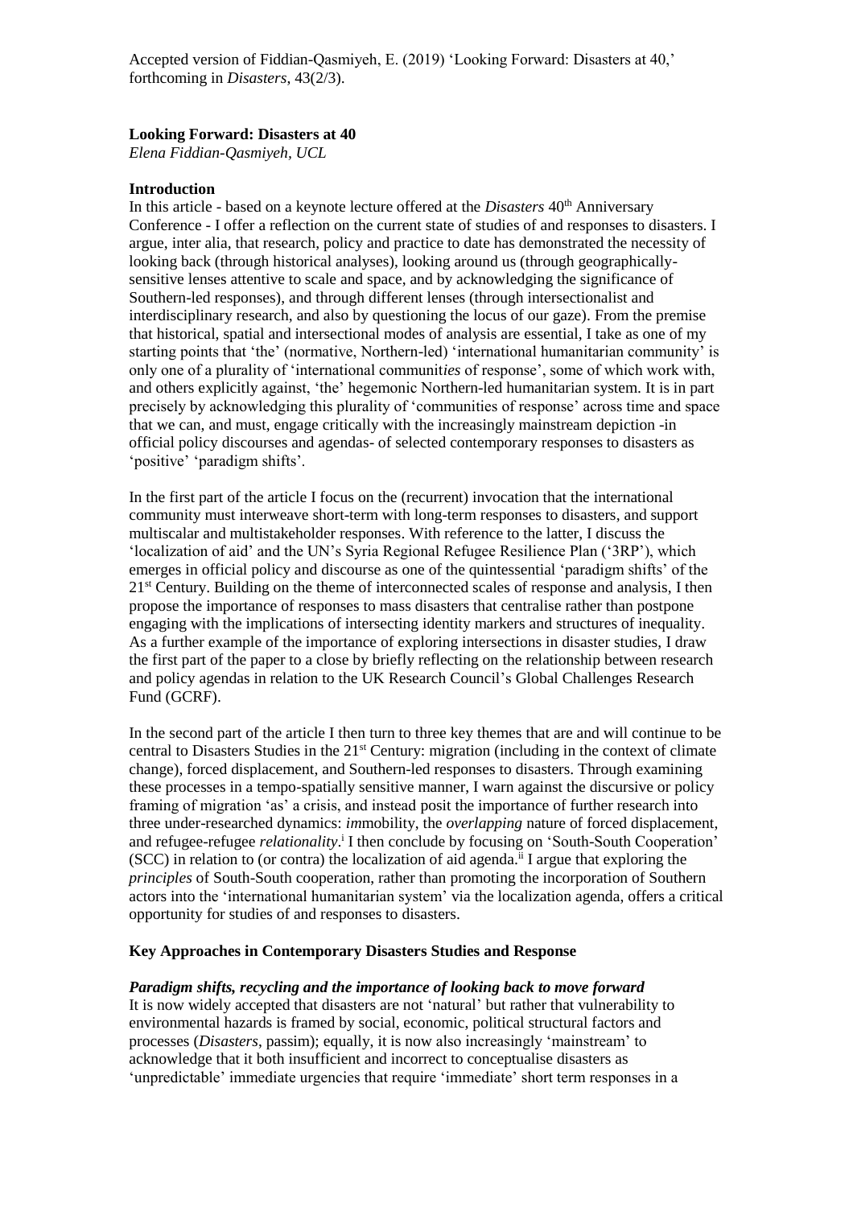Accepted version of Fiddian-Qasmiyeh, E. (2019) 'Looking Forward: Disasters at 40,' forthcoming in *Disasters*, 43(2/3).

# Looking Forward: Disasters at 40

*Elena Fiddian-Qasmiyeh, UCL*

## Introduction

In this article - based on a keynote lecture offered at the *Disasters* 40th Anniversary Conference - I offer a reflection on the current state of studies of and responses to disasters. I argue, inter alia, that research, policy and practice to date has demonstrated the necessity of looking back (through historical analyses), looking around us (through geographically-sensitive lenses attentive to scale and space, and by acknowledging the significance of Southern-led responses), and through different lenses (through intersectionalist and interdisciplinary research, and also by questioning the locus of our gaze). From the premise that historical, spatial and intersectional modes of analysis are essential, I take as one of my starting points that 'the' (normative, Northern-led) 'international humanitarian community' is only one of a plurality of 'international communit*ies* of response', some of which work with, and others explicitly against, 'the' hegemonic Northern-led humanitarian system. It is in part precisely by acknowledging this plurality of 'communities of response' across time and space that we can, and must, engage critically with the increasingly mainstream depiction -in official policy discourses and agendas- of selected contemporary responses to disasters as 'positive' 'paradigm shifts'.

In the first part of the article I focus on the (recurrent) invocation that the international community must interweave short-term with long-term responses to disasters, and support multiscalar and multistakeholder responses. With reference to the latter, I discuss the 'localization of aid' and the UN's Syria Regional Refugee Resilience Plan ('3RP'), which emerges in official policy and discourse as one of the quintessential 'paradigm shifts' of the 21st Century. Building on the theme of interconnected scales of response and analysis, I then propose the importance of responses to mass disasters that centralise rather than postpone engaging with the implications of intersecting identity markers and structures of inequality. As a further example of the importance of exploring intersections in disaster studies, I draw the first part of the paper to a close by briefly reflecting on the relationship between research and policy agendas in relation to the UK Research Council's Global Challenges Research Fund (GCRF).

In the second part of the article I then turn to three key themes that are and will continue to be central to Disasters Studies in the 21st Century: migration (including in the context of climate change), forced displacement, and Southern-led responses to disasters. Through examining these processes in a tempo-spatially sensitive manner, I warn against the discursive or policy framing of migration 'as' a crisis, and instead posit the importance of further research into three under-researched dynamics: *im*mobility, the *overlapping* nature of forced displacement, and refugee-refugee *relationality*.[i] I then conclude by focusing on 'South-South Cooperation' (SCC) in relation to (or contra) the localization of aid agenda.[ii] I argue that exploring the *principles* of South-South cooperation, rather than promoting the incorporation of Southern actors into the 'international humanitarian system' via the localization agenda, offers a critical opportunity for studies of and responses to disasters.

## Key Approaches in Contemporary Disasters Studies and Response

### *Paradigm shifts, recycling and the importance of looking back to move forward*

It is now widely accepted that disasters are not 'natural' but rather that vulnerability to environmental hazards is framed by social, economic, political structural factors and processes (*Disasters*, passim); equally, it is now also increasingly 'mainstream' to acknowledge that it both insufficient and incorrect to conceptualise disasters as 'unpredictable' immediate urgencies that require 'immediate' short term responses in a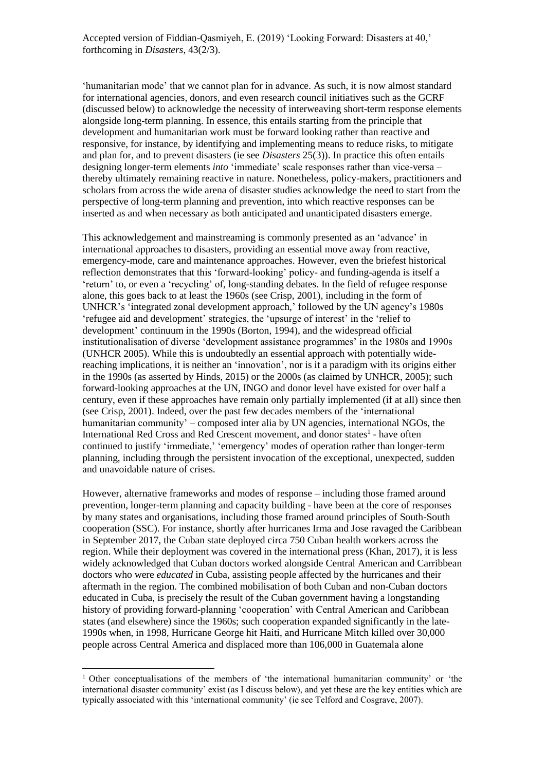'humanitarian mode' that we cannot plan for in advance. As such, it is now almost standard for international agencies, donors, and even research council initiatives such as the GCRF (discussed below) to acknowledge the necessity of interweaving short-term response elements alongside long-term planning. In essence, this entails starting from the principle that development and humanitarian work must be forward looking rather than reactive and responsive, for instance, by identifying and implementing means to reduce risks, to mitigate and plan for, and to prevent disasters (ie see *Disasters* 25(3)). In practice this often entails designing longer-term elements *into* 'immediate' scale responses rather than vice-versa – thereby ultimately remaining reactive in nature. Nonetheless, policy-makers, practitioners and scholars from across the wide arena of disaster studies acknowledge the need to start from the perspective of long-term planning and prevention, into which reactive responses can be inserted as and when necessary as both anticipated and unanticipated disasters emerge.

This acknowledgement and mainstreaming is commonly presented as an 'advance' in international approaches to disasters, providing an essential move away from reactive, emergency-mode, care and maintenance approaches. However, even the briefest historical reflection demonstrates that this 'forward-looking' policy- and funding-agenda is itself a 'return' to, or even a 'recycling' of, long-standing debates. In the field of refugee response alone, this goes back to at least the 1960s (see Crisp, 2001), including in the form of UNHCR's 'integrated zonal development approach,' followed by the UN agency's 1980s 'refugee aid and development' strategies, the 'upsurge of interest' in the 'relief to development' continuum in the 1990s (Borton, 1994), and the widespread official institutionalisation of diverse 'development assistance programmes' in the 1980s and 1990s (UNHCR 2005). While this is undoubtedly an essential approach with potentially wide-reaching implications, it is neither an 'innovation', nor is it a paradigm with its origins either in the 1990s (as asserted by Hinds, 2015) or the 2000s (as claimed by UNHCR, 2005); such forward-looking approaches at the UN, INGO and donor level have existed for over half a century, even if these approaches have remain only partially implemented (if at all) since then (see Crisp, 2001). Indeed, over the past few decades members of the 'international humanitarian community' – composed inter alia by UN agencies, international NGOs, the International Red Cross and Red Crescent movement, and donor states[1] - have often continued to justify 'immediate,' 'emergency' modes of operation rather than longer-term planning, including through the persistent invocation of the exceptional, unexpected, sudden and unavoidable nature of crises.

However, alternative frameworks and modes of response – including those framed around prevention, longer-term planning and capacity building - have been at the core of responses by many states and organisations, including those framed around principles of South-South cooperation (SSC). For instance, shortly after hurricanes Irma and Jose ravaged the Caribbean in September 2017, the Cuban state deployed circa 750 Cuban health workers across the region. While their deployment was covered in the international press (Khan, 2017), it is less widely acknowledged that Cuban doctors worked alongside Central American and Carribbean doctors who were *educated* in Cuba, assisting people affected by the hurricanes and their aftermath in the region. The combined mobilisation of both Cuban and non-Cuban doctors educated in Cuba, is precisely the result of the Cuban government having a longstanding history of providing forward-planning 'cooperation' with Central American and Caribbean states (and elsewhere) since the 1960s; such cooperation expanded significantly in the late-1990s when, in 1998, Hurricane George hit Haiti, and Hurricane Mitch killed over 30,000 people across Central America and displaced more than 106,000 in Guatemala alone

[1] Other conceptualisations of the members of 'the international humanitarian community' or 'the international disaster community' exist (as I discuss below), and yet these are the key entities which are typically associated with this 'international community' (ie see Telford and Cosgrave, 2007).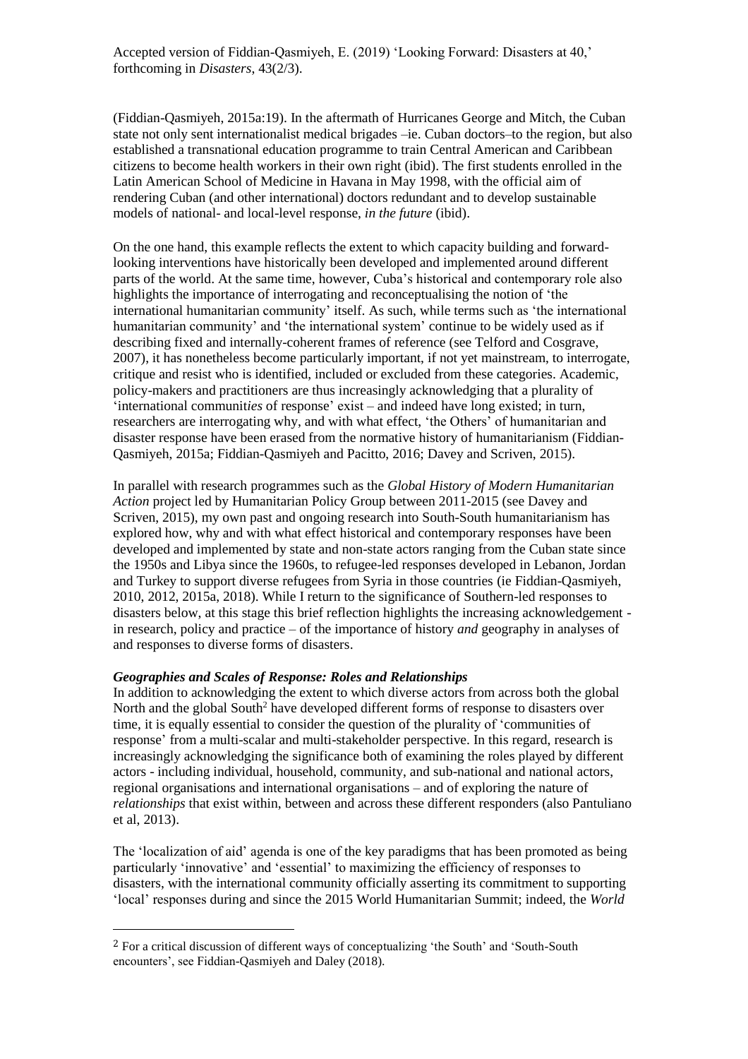(Fiddian-Qasmiyeh, 2015a:19). In the aftermath of Hurricanes George and Mitch, the Cuban state not only sent internationalist medical brigades –ie. Cuban doctors–to the region, but also established a transnational education programme to train Central American and Caribbean citizens to become health workers in their own right (ibid). The first students enrolled in the Latin American School of Medicine in Havana in May 1998, with the official aim of rendering Cuban (and other international) doctors redundant and to develop sustainable models of national- and local-level response, *in the future* (ibid).

On the one hand, this example reflects the extent to which capacity building and forward-looking interventions have historically been developed and implemented around different parts of the world. At the same time, however, Cuba's historical and contemporary role also highlights the importance of interrogating and reconceptualising the notion of 'the international humanitarian community' itself. As such, while terms such as 'the international humanitarian community' and 'the international system' continue to be widely used as if describing fixed and internally-coherent frames of reference (see Telford and Cosgrave, 2007), it has nonetheless become particularly important, if not yet mainstream, to interrogate, critique and resist who is identified, included or excluded from these categories. Academic, policy-makers and practitioners are thus increasingly acknowledging that a plurality of 'international commun*ities* of response' exist – and indeed have long existed; in turn, researchers are interrogating why, and with what effect, 'the Others' of humanitarian and disaster response have been erased from the normative history of humanitarianism (Fiddian-Qasmiyeh, 2015a; Fiddian-Qasmiyeh and Pacitto, 2016; Davey and Scriven, 2015).

In parallel with research programmes such as the *Global History of Modern Humanitarian Action* project led by Humanitarian Policy Group between 2011-2015 (see Davey and Scriven, 2015), my own past and ongoing research into South-South humanitarianism has explored how, why and with what effect historical and contemporary responses have been developed and implemented by state and non-state actors ranging from the Cuban state since the 1950s and Libya since the 1960s, to refugee-led responses developed in Lebanon, Jordan and Turkey to support diverse refugees from Syria in those countries (ie Fiddian-Qasmiyeh, 2010, 2012, 2015a, 2018). While I return to the significance of Southern-led responses to disasters below, at this stage this brief reflection highlights the increasing acknowledgement - in research, policy and practice – of the importance of history *and* geography in analyses of and responses to diverse forms of disasters.

### *Geographies and Scales of Response: Roles and Relationships*

In addition to acknowledging the extent to which diverse actors from across both the global North and the global South[2] have developed different forms of response to disasters over time, it is equally essential to consider the question of the plurality of 'communities of response' from a multi-scalar and multi-stakeholder perspective. In this regard, research is increasingly acknowledging the significance both of examining the roles played by different actors - including individual, household, community, and sub-national and national actors, regional organisations and international organisations – and of exploring the nature of *relationships* that exist within, between and across these different responders (also Pantuliano et al, 2013).

The 'localization of aid' agenda is one of the key paradigms that has been promoted as being particularly 'innovative' and 'essential' to maximizing the efficiency of responses to disasters, with the international community officially asserting its commitment to supporting 'local' responses during and since the 2015 World Humanitarian Summit; indeed, the *World*

[2] For a critical discussion of different ways of conceptualizing 'the South' and 'South-South encounters', see Fiddian-Qasmiyeh and Daley (2018).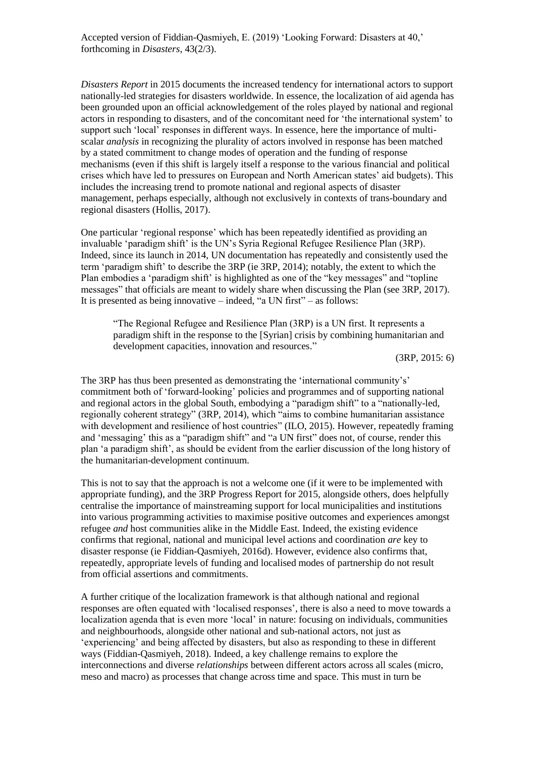*Disasters Report* in 2015 documents the increased tendency for international actors to support nationally-led strategies for disasters worldwide. In essence, the localization of aid agenda has been grounded upon an official acknowledgement of the roles played by national and regional actors in responding to disasters, and of the concomitant need for 'the international system' to support such 'local' responses in different ways. In essence, here the importance of multi-scalar *analysis* in recognizing the plurality of actors involved in response has been matched by a stated commitment to change modes of operation and the funding of response mechanisms (even if this shift is largely itself a response to the various financial and political crises which have led to pressures on European and North American states' aid budgets). This includes the increasing trend to promote national and regional aspects of disaster management, perhaps especially, although not exclusively in contexts of trans-boundary and regional disasters (Hollis, 2017).

One particular 'regional response' which has been repeatedly identified as providing an invaluable 'paradigm shift' is the UN's Syria Regional Refugee Resilience Plan (3RP). Indeed, since its launch in 2014, UN documentation has repeatedly and consistently used the term 'paradigm shift' to describe the 3RP (ie 3RP, 2014); notably, the extent to which the Plan embodies a 'paradigm shift' is highlighted as one of the "key messages" and "topline messages" that officials are meant to widely share when discussing the Plan (see 3RP, 2017). It is presented as being innovative – indeed, "a UN first" – as follows:

> "The Regional Refugee and Resilience Plan (3RP) is a UN first. It represents a paradigm shift in the response to the [Syrian] crisis by combining humanitarian and development capacities, innovation and resources."
>
> (3RP, 2015: 6)

The 3RP has thus been presented as demonstrating the 'international community's' commitment both of 'forward-looking' policies and programmes and of supporting national and regional actors in the global South, embodying a "paradigm shift" to a "nationally-led, regionally coherent strategy" (3RP, 2014), which "aims to combine humanitarian assistance with development and resilience of host countries" (ILO, 2015). However, repeatedly framing and 'messaging' this as a "paradigm shift" and "a UN first" does not, of course, render this plan 'a paradigm shift', as should be evident from the earlier discussion of the long history of the humanitarian-development continuum.

This is not to say that the approach is not a welcome one (if it were to be implemented with appropriate funding), and the 3RP Progress Report for 2015, alongside others, does helpfully centralise the importance of mainstreaming support for local municipalities and institutions into various programming activities to maximise positive outcomes and experiences amongst refugee *and* host communities alike in the Middle East. Indeed, the existing evidence confirms that regional, national and municipal level actions and coordination *are* key to disaster response (ie Fiddian-Qasmiyeh, 2016d). However, evidence also confirms that, repeatedly, appropriate levels of funding and localised modes of partnership do not result from official assertions and commitments.

A further critique of the localization framework is that although national and regional responses are often equated with 'localised responses', there is also a need to move towards a localization agenda that is even more 'local' in nature: focusing on individuals, communities and neighbourhoods, alongside other national and sub-national actors, not just as 'experiencing' and being affected by disasters, but also as responding to these in different ways (Fiddian-Qasmiyeh, 2018). Indeed, a key challenge remains to explore the interconnections and diverse *relationships* between different actors across all scales (micro, meso and macro) as processes that change across time and space. This must in turn be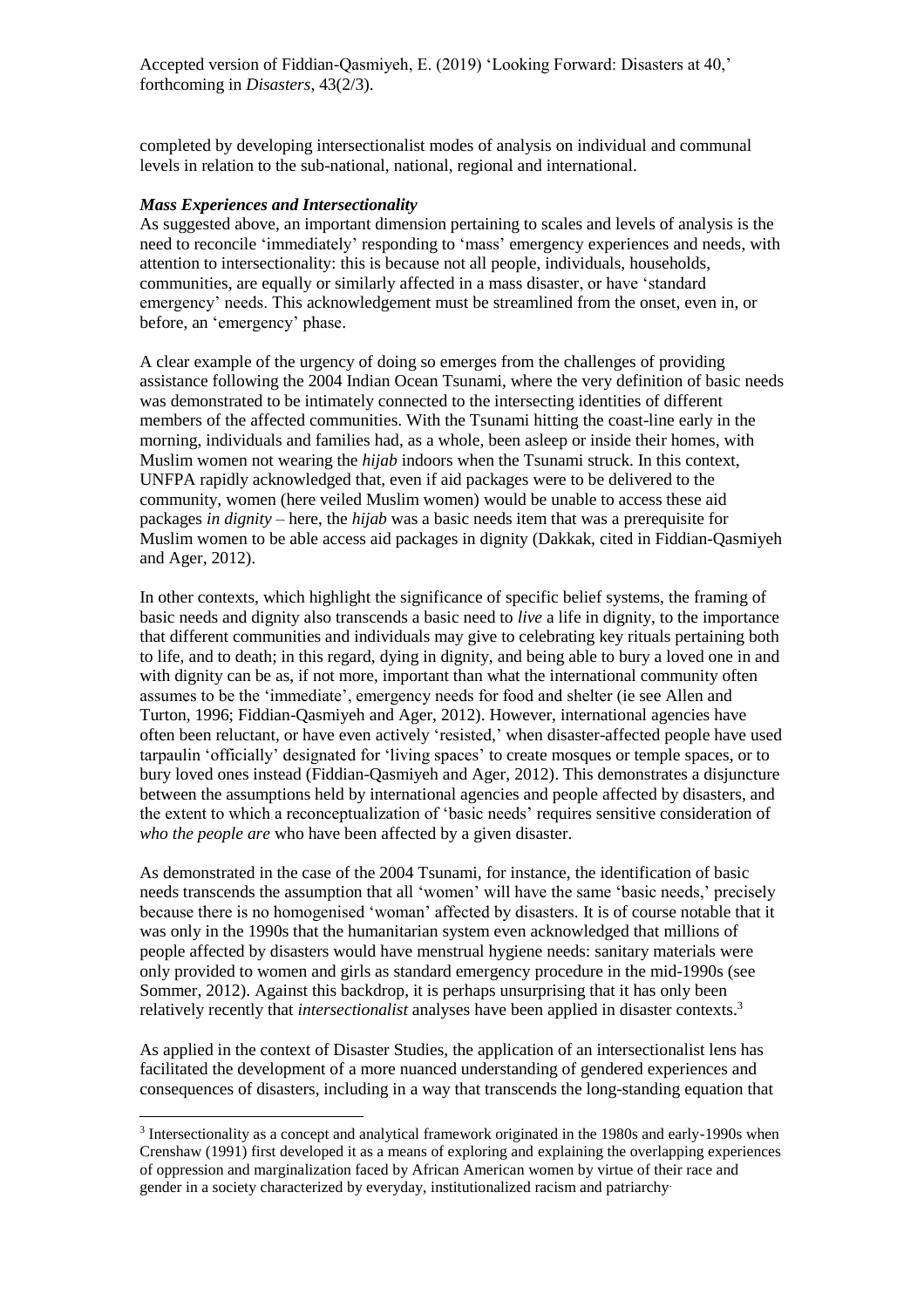completed by developing intersectionalist modes of analysis on individual and communal levels in relation to the sub-national, national, regional and international.

### *Mass Experiences and Intersectionality*

As suggested above, an important dimension pertaining to scales and levels of analysis is the need to reconcile 'immediately' responding to 'mass' emergency experiences and needs, with attention to intersectionality: this is because not all people, individuals, households, communities, are equally or similarly affected in a mass disaster, or have 'standard emergency' needs. This acknowledgement must be streamlined from the onset, even in, or before, an 'emergency' phase.

A clear example of the urgency of doing so emerges from the challenges of providing assistance following the 2004 Indian Ocean Tsunami, where the very definition of basic needs was demonstrated to be intimately connected to the intersecting identities of different members of the affected communities. With the Tsunami hitting the coast-line early in the morning, individuals and families had, as a whole, been asleep or inside their homes, with Muslim women not wearing the *hijab* indoors when the Tsunami struck. In this context, UNFPA rapidly acknowledged that, even if aid packages were to be delivered to the community, women (here veiled Muslim women) would be unable to access these aid packages *in dignity* – here, the *hijab* was a basic needs item that was a prerequisite for Muslim women to be able access aid packages in dignity (Dakkak, cited in Fiddian-Qasmiyeh and Ager, 2012).

In other contexts, which highlight the significance of specific belief systems, the framing of basic needs and dignity also transcends a basic need to *live* a life in dignity, to the importance that different communities and individuals may give to celebrating key rituals pertaining both to life, and to death; in this regard, dying in dignity, and being able to bury a loved one in and with dignity can be as, if not more, important than what the international community often assumes to be the 'immediate', emergency needs for food and shelter (ie see Allen and Turton, 1996; Fiddian-Qasmiyeh and Ager, 2012). However, international agencies have often been reluctant, or have even actively 'resisted,' when disaster-affected people have used tarpaulin 'officially' designated for 'living spaces' to create mosques or temple spaces, or to bury loved ones instead (Fiddian-Qasmiyeh and Ager, 2012). This demonstrates a disjuncture between the assumptions held by international agencies and people affected by disasters, and the extent to which a reconceptualization of 'basic needs' requires sensitive consideration of *who the people are* who have been affected by a given disaster.

As demonstrated in the case of the 2004 Tsunami, for instance, the identification of basic needs transcends the assumption that all 'women' will have the same 'basic needs,' precisely because there is no homogenised 'woman' affected by disasters. It is of course notable that it was only in the 1990s that the humanitarian system even acknowledged that millions of people affected by disasters would have menstrual hygiene needs: sanitary materials were only provided to women and girls as standard emergency procedure in the mid-1990s (see Sommer, 2012). Against this backdrop, it is perhaps unsurprising that it has only been relatively recently that *intersectionalist* analyses have been applied in disaster contexts.[3]

As applied in the context of Disaster Studies, the application of an intersectionalist lens has facilitated the development of a more nuanced understanding of gendered experiences and consequences of disasters, including in a way that transcends the long-standing equation that

[3] Intersectionality as a concept and analytical framework originated in the 1980s and early-1990s when Crenshaw (1991) first developed it as a means of exploring and explaining the overlapping experiences of oppression and marginalization faced by African American women by virtue of their race and gender in a society characterized by everyday, institutionalized racism and patriarchy.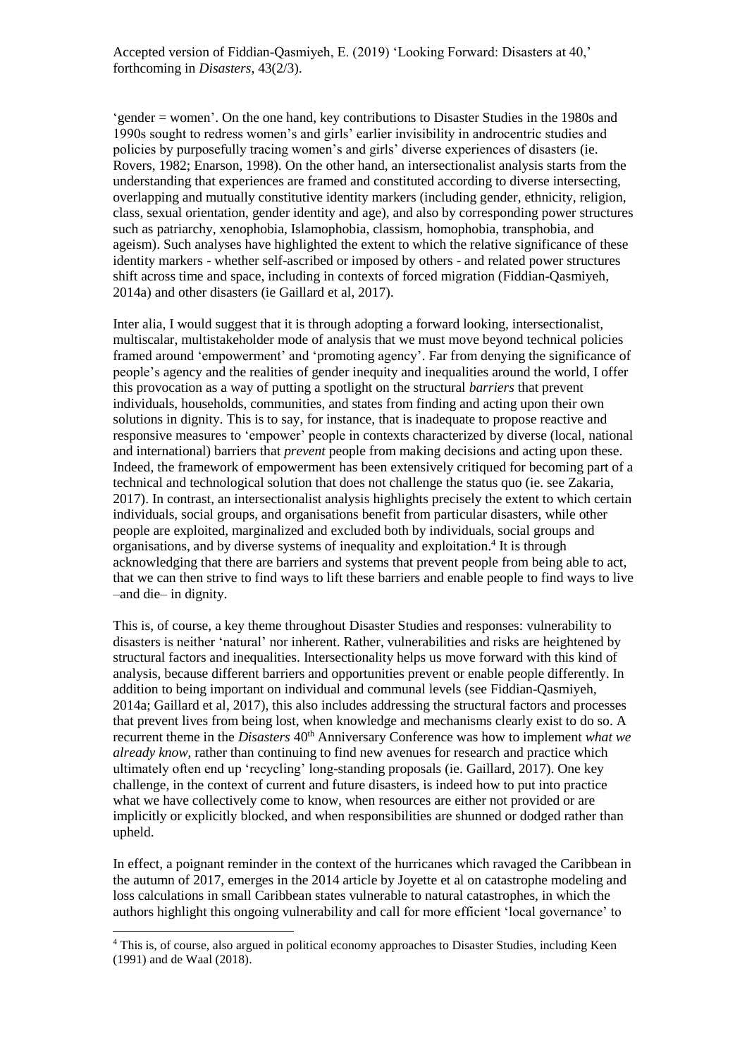'gender = women'. On the one hand, key contributions to Disaster Studies in the 1980s and 1990s sought to redress women's and girls' earlier invisibility in androcentric studies and policies by purposefully tracing women's and girls' diverse experiences of disasters (ie. Rovers, 1982; Enarson, 1998). On the other hand, an intersectionalist analysis starts from the understanding that experiences are framed and constituted according to diverse intersecting, overlapping and mutually constitutive identity markers (including gender, ethnicity, religion, class, sexual orientation, gender identity and age), and also by corresponding power structures such as patriarchy, xenophobia, Islamophobia, classism, homophobia, transphobia, and ageism). Such analyses have highlighted the extent to which the relative significance of these identity markers - whether self-ascribed or imposed by others - and related power structures shift across time and space, including in contexts of forced migration (Fiddian-Qasmiyeh, 2014a) and other disasters (ie Gaillard et al, 2017).

Inter alia, I would suggest that it is through adopting a forward looking, intersectionalist, multiscalar, multistakeholder mode of analysis that we must move beyond technical policies framed around 'empowerment' and 'promoting agency'. Far from denying the significance of people's agency and the realities of gender inequity and inequalities around the world, I offer this provocation as a way of putting a spotlight on the structural *barriers* that prevent individuals, households, communities, and states from finding and acting upon their own solutions in dignity. This is to say, for instance, that is inadequate to propose reactive and responsive measures to 'empower' people in contexts characterized by diverse (local, national and international) barriers that *prevent* people from making decisions and acting upon these. Indeed, the framework of empowerment has been extensively critiqued for becoming part of a technical and technological solution that does not challenge the status quo (ie. see Zakaria, 2017). In contrast, an intersectionalist analysis highlights precisely the extent to which certain individuals, social groups, and organisations benefit from particular disasters, while other people are exploited, marginalized and excluded both by individuals, social groups and organisations, and by diverse systems of inequality and exploitation.[4] It is through acknowledging that there are barriers and systems that prevent people from being able to act, that we can then strive to find ways to lift these barriers and enable people to find ways to live –and die– in dignity.

This is, of course, a key theme throughout Disaster Studies and responses: vulnerability to disasters is neither 'natural' nor inherent. Rather, vulnerabilities and risks are heightened by structural factors and inequalities. Intersectionality helps us move forward with this kind of analysis, because different barriers and opportunities prevent or enable people differently. In addition to being important on individual and communal levels (see Fiddian-Qasmiyeh, 2014a; Gaillard et al, 2017), this also includes addressing the structural factors and processes that prevent lives from being lost, when knowledge and mechanisms clearly exist to do so. A recurrent theme in the *Disasters* 40th Anniversary Conference was how to implement *what we already know*, rather than continuing to find new avenues for research and practice which ultimately often end up 'recycling' long-standing proposals (ie. Gaillard, 2017). One key challenge, in the context of current and future disasters, is indeed how to put into practice what we have collectively come to know, when resources are either not provided or are implicitly or explicitly blocked, and when responsibilities are shunned or dodged rather than upheld.

In effect, a poignant reminder in the context of the hurricanes which ravaged the Caribbean in the autumn of 2017, emerges in the 2014 article by Joyette et al on catastrophe modeling and loss calculations in small Caribbean states vulnerable to natural catastrophes, in which the authors highlight this ongoing vulnerability and call for more efficient 'local governance' to

---

[4] This is, of course, also argued in political economy approaches to Disaster Studies, including Keen (1991) and de Waal (2018).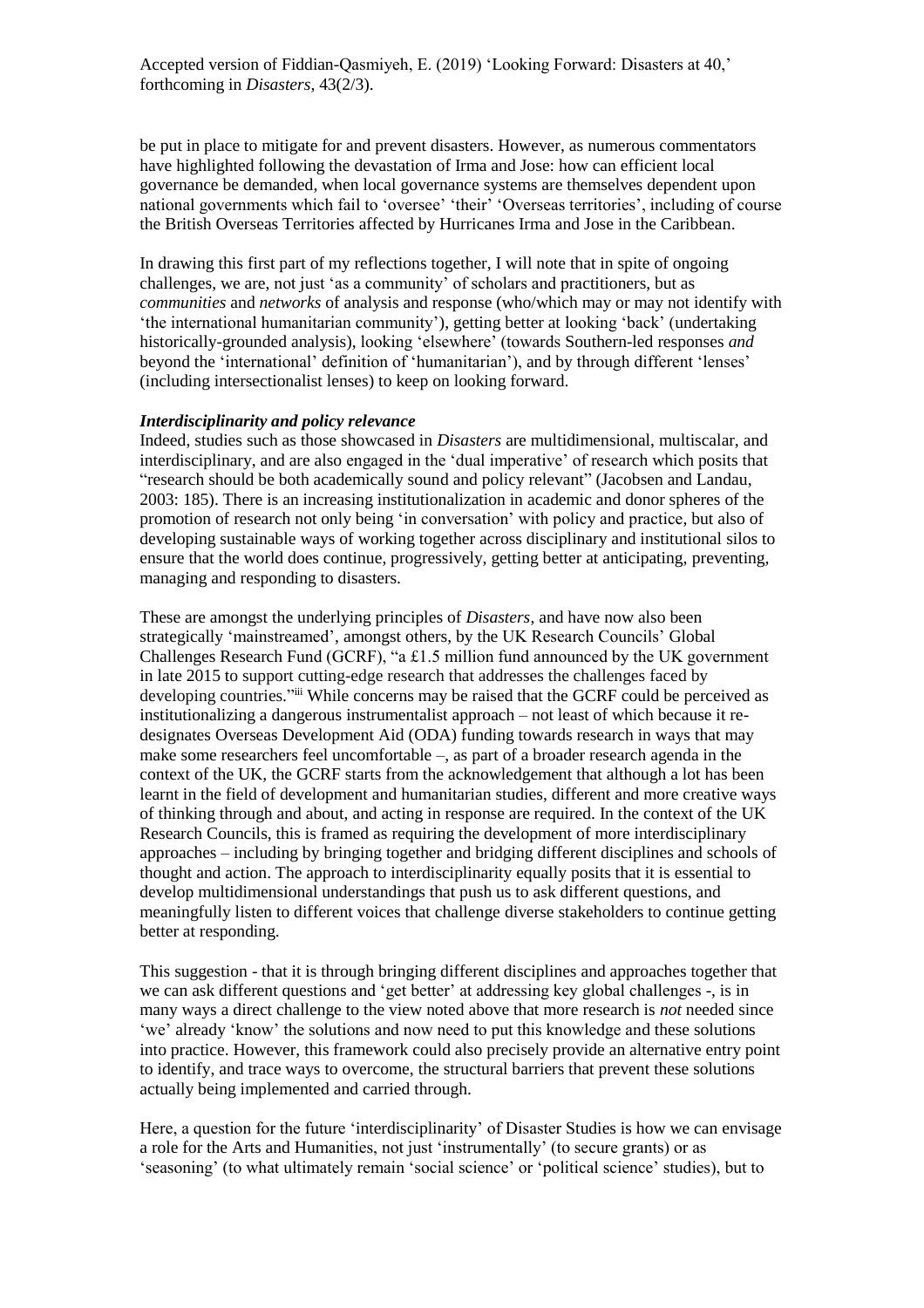be put in place to mitigate for and prevent disasters. However, as numerous commentators have highlighted following the devastation of Irma and Jose: how can efficient local governance be demanded, when local governance systems are themselves dependent upon national governments which fail to 'oversee' 'their' 'Overseas territories', including of course the British Overseas Territories affected by Hurricanes Irma and Jose in the Caribbean.

In drawing this first part of my reflections together, I will note that in spite of ongoing challenges, we are, not just 'as a community' of scholars and practitioners, but as *communities* and *networks* of analysis and response (who/which may or may not identify with 'the international humanitarian community'), getting better at looking 'back' (undertaking historically-grounded analysis), looking 'elsewhere' (towards Southern-led responses *and* beyond the 'international' definition of 'humanitarian'), and by through different 'lenses' (including intersectionalist lenses) to keep on looking forward.

### *Interdisciplinarity and policy relevance*

Indeed, studies such as those showcased in *Disasters* are multidimensional, multiscalar, and interdisciplinary, and are also engaged in the 'dual imperative' of research which posits that "research should be both academically sound and policy relevant" (Jacobsen and Landau, 2003: 185). There is an increasing institutionalization in academic and donor spheres of the promotion of research not only being 'in conversation' with policy and practice, but also of developing sustainable ways of working together across disciplinary and institutional silos to ensure that the world does continue, progressively, getting better at anticipating, preventing, managing and responding to disasters.

These are amongst the underlying principles of *Disasters*, and have now also been strategically 'mainstreamed', amongst others, by the UK Research Councils' Global Challenges Research Fund (GCRF), "a £1.5 million fund announced by the UK government in late 2015 to support cutting-edge research that addresses the challenges faced by developing countries."[iii] While concerns may be raised that the GCRF could be perceived as institutionalizing a dangerous instrumentalist approach – not least of which because it re-designates Overseas Development Aid (ODA) funding towards research in ways that may make some researchers feel uncomfortable –, as part of a broader research agenda in the context of the UK, the GCRF starts from the acknowledgement that although a lot has been learnt in the field of development and humanitarian studies, different and more creative ways of thinking through and about, and acting in response are required. In the context of the UK Research Councils, this is framed as requiring the development of more interdisciplinary approaches – including by bringing together and bridging different disciplines and schools of thought and action. The approach to interdisciplinarity equally posits that it is essential to develop multidimensional understandings that push us to ask different questions, and meaningfully listen to different voices that challenge diverse stakeholders to continue getting better at responding.

This suggestion - that it is through bringing different disciplines and approaches together that we can ask different questions and 'get better' at addressing key global challenges -, is in many ways a direct challenge to the view noted above that more research is *not* needed since 'we' already 'know' the solutions and now need to put this knowledge and these solutions into practice. However, this framework could also precisely provide an alternative entry point to identify, and trace ways to overcome, the structural barriers that prevent these solutions actually being implemented and carried through.

Here, a question for the future 'interdisciplinarity' of Disaster Studies is how we can envisage a role for the Arts and Humanities, not just 'instrumentally' (to secure grants) or as 'seasoning' (to what ultimately remain 'social science' or 'political science' studies), but to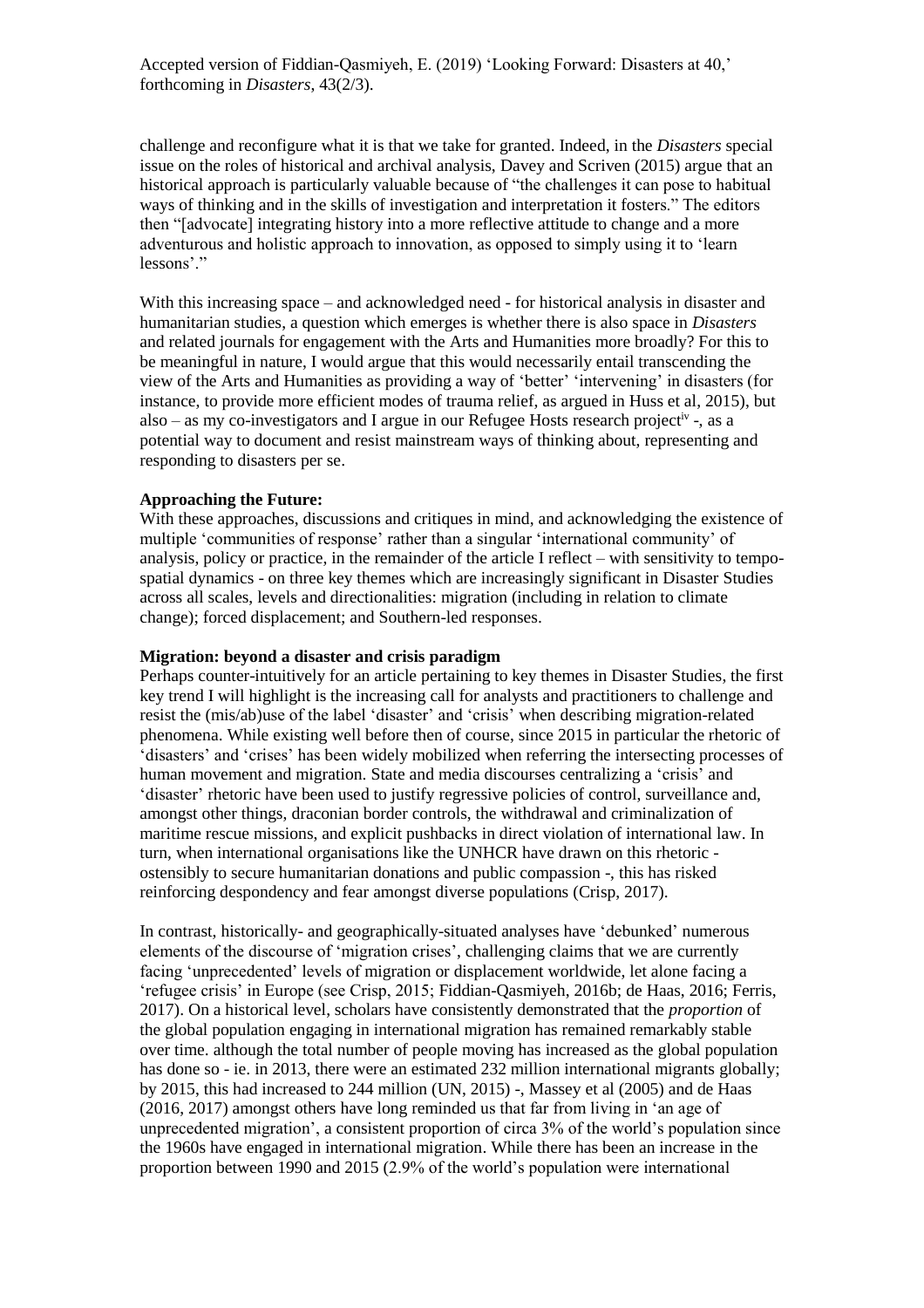challenge and reconfigure what it is that we take for granted. Indeed, in the *Disasters* special issue on the roles of historical and archival analysis, Davey and Scriven (2015) argue that an historical approach is particularly valuable because of "the challenges it can pose to habitual ways of thinking and in the skills of investigation and interpretation it fosters." The editors then "[advocate] integrating history into a more reflective attitude to change and a more adventurous and holistic approach to innovation, as opposed to simply using it to 'learn lessons'."

With this increasing space – and acknowledged need - for historical analysis in disaster and humanitarian studies, a question which emerges is whether there is also space in *Disasters* and related journals for engagement with the Arts and Humanities more broadly? For this to be meaningful in nature, I would argue that this would necessarily entail transcending the view of the Arts and Humanities as providing a way of 'better' 'intervening' in disasters (for instance, to provide more efficient modes of trauma relief, as argued in Huss et al, 2015), but also – as my co-investigators and I argue in our Refugee Hosts research project[iv] -, as a potential way to document and resist mainstream ways of thinking about, representing and responding to disasters per se.

**Approaching the Future:**

With these approaches, discussions and critiques in mind, and acknowledging the existence of multiple 'communities of response' rather than a singular 'international community' of analysis, policy or practice, in the remainder of the article I reflect – with sensitivity to tempo-spatial dynamics - on three key themes which are increasingly significant in Disaster Studies across all scales, levels and directionalities: migration (including in relation to climate change); forced displacement; and Southern-led responses.

**Migration: beyond a disaster and crisis paradigm**

Perhaps counter-intuitively for an article pertaining to key themes in Disaster Studies, the first key trend I will highlight is the increasing call for analysts and practitioners to challenge and resist the (mis/ab)use of the label 'disaster' and 'crisis' when describing migration-related phenomena. While existing well before then of course, since 2015 in particular the rhetoric of 'disasters' and 'crises' has been widely mobilized when referring the intersecting processes of human movement and migration. State and media discourses centralizing a 'crisis' and 'disaster' rhetoric have been used to justify regressive policies of control, surveillance and, amongst other things, draconian border controls, the withdrawal and criminalization of maritime rescue missions, and explicit pushbacks in direct violation of international law. In turn, when international organisations like the UNHCR have drawn on this rhetoric - ostensibly to secure humanitarian donations and public compassion -, this has risked reinforcing despondency and fear amongst diverse populations (Crisp, 2017).

In contrast, historically- and geographically-situated analyses have 'debunked' numerous elements of the discourse of 'migration crises', challenging claims that we are currently facing 'unprecedented' levels of migration or displacement worldwide, let alone facing a 'refugee crisis' in Europe (see Crisp, 2015; Fiddian-Qasmiyeh, 2016b; de Haas, 2016; Ferris, 2017). On a historical level, scholars have consistently demonstrated that the *proportion* of the global population engaging in international migration has remained remarkably stable over time. although the total number of people moving has increased as the global population has done so - ie. in 2013, there were an estimated 232 million international migrants globally; by 2015, this had increased to 244 million (UN, 2015) -, Massey et al (2005) and de Haas (2016, 2017) amongst others have long reminded us that far from living in 'an age of unprecedented migration', a consistent proportion of circa 3% of the world's population since the 1960s have engaged in international migration. While there has been an increase in the proportion between 1990 and 2015 (2.9% of the world's population were international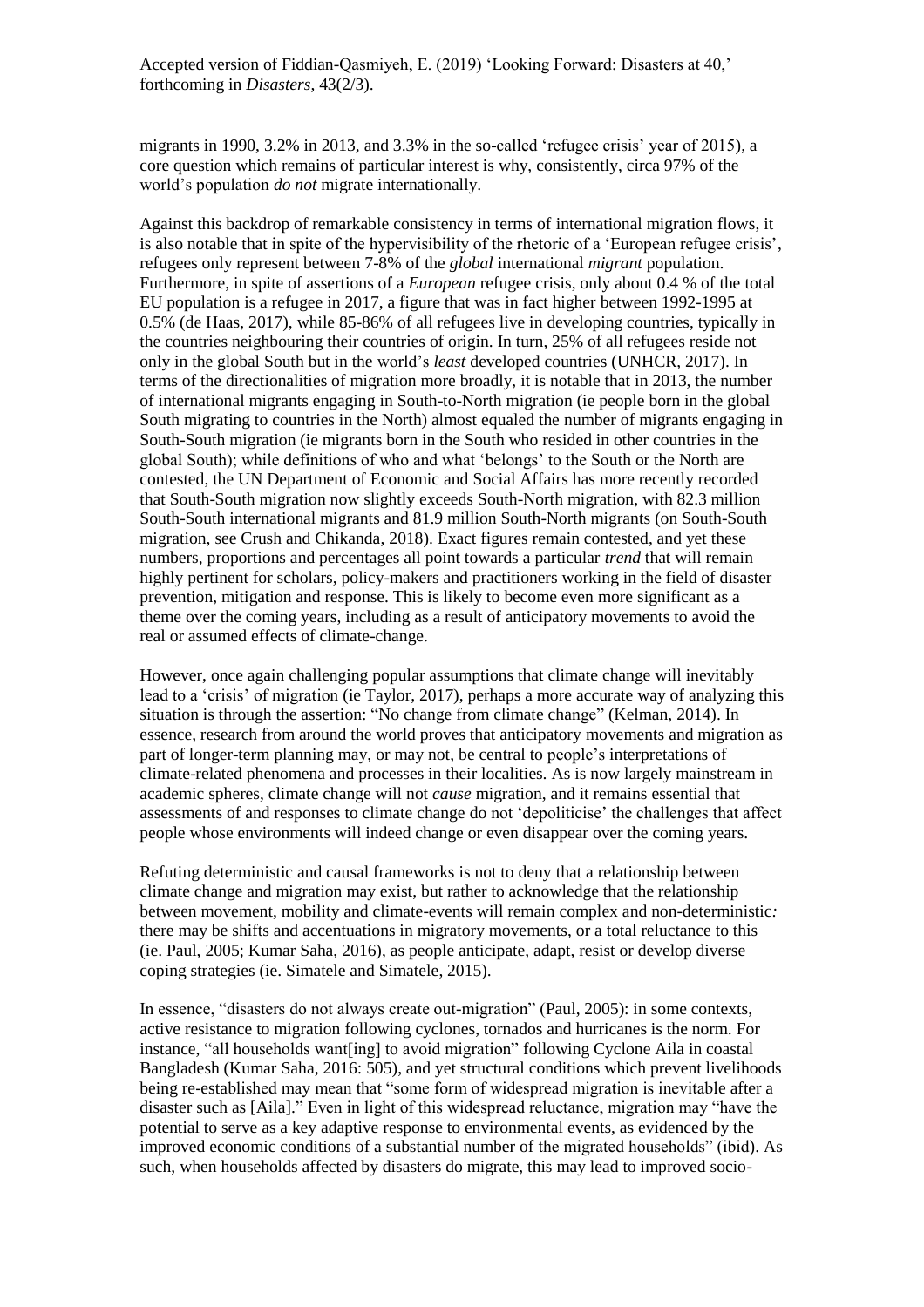migrants in 1990, 3.2% in 2013, and 3.3% in the so-called 'refugee crisis' year of 2015), a core question which remains of particular interest is why, consistently, circa 97% of the world's population *do not* migrate internationally.

Against this backdrop of remarkable consistency in terms of international migration flows, it is also notable that in spite of the hypervisibility of the rhetoric of a 'European refugee crisis', refugees only represent between 7-8% of the *global* international *migrant* population. Furthermore, in spite of assertions of a *European* refugee crisis, only about 0.4 % of the total EU population is a refugee in 2017, a figure that was in fact higher between 1992-1995 at 0.5% (de Haas, 2017), while 85-86% of all refugees live in developing countries, typically in the countries neighbouring their countries of origin. In turn, 25% of all refugees reside not only in the global South but in the world's *least* developed countries (UNHCR, 2017). In terms of the directionalities of migration more broadly, it is notable that in 2013, the number of international migrants engaging in South-to-North migration (ie people born in the global South migrating to countries in the North) almost equaled the number of migrants engaging in South-South migration (ie migrants born in the South who resided in other countries in the global South); while definitions of who and what 'belongs' to the South or the North are contested, the UN Department of Economic and Social Affairs has more recently recorded that South-South migration now slightly exceeds South-North migration, with 82.3 million South-South international migrants and 81.9 million South-North migrants (on South-South migration, see Crush and Chikanda, 2018). Exact figures remain contested, and yet these numbers, proportions and percentages all point towards a particular *trend* that will remain highly pertinent for scholars, policy-makers and practitioners working in the field of disaster prevention, mitigation and response. This is likely to become even more significant as a theme over the coming years, including as a result of anticipatory movements to avoid the real or assumed effects of climate-change.

However, once again challenging popular assumptions that climate change will inevitably lead to a 'crisis' of migration (ie Taylor, 2017), perhaps a more accurate way of analyzing this situation is through the assertion: "No change from climate change" (Kelman, 2014). In essence, research from around the world proves that anticipatory movements and migration as part of longer-term planning may, or may not, be central to people's interpretations of climate-related phenomena and processes in their localities. As is now largely mainstream in academic spheres, climate change will not *cause* migration, and it remains essential that assessments of and responses to climate change do not 'depoliticise' the challenges that affect people whose environments will indeed change or even disappear over the coming years.

Refuting deterministic and causal frameworks is not to deny that a relationship between climate change and migration may exist, but rather to acknowledge that the relationship between movement, mobility and climate-events will remain complex and non-deterministic*:* there may be shifts and accentuations in migratory movements, or a total reluctance to this (ie. Paul, 2005; Kumar Saha, 2016), as people anticipate, adapt, resist or develop diverse coping strategies (ie. Simatele and Simatele, 2015).

In essence, "disasters do not always create out-migration" (Paul, 2005): in some contexts, active resistance to migration following cyclones, tornados and hurricanes is the norm. For instance, "all households want[ing] to avoid migration" following Cyclone Aila in coastal Bangladesh (Kumar Saha, 2016: 505), and yet structural conditions which prevent livelihoods being re-established may mean that "some form of widespread migration is inevitable after a disaster such as [Aila]." Even in light of this widespread reluctance, migration may "have the potential to serve as a key adaptive response to environmental events, as evidenced by the improved economic conditions of a substantial number of the migrated households" (ibid). As such, when households affected by disasters do migrate, this may lead to improved socio-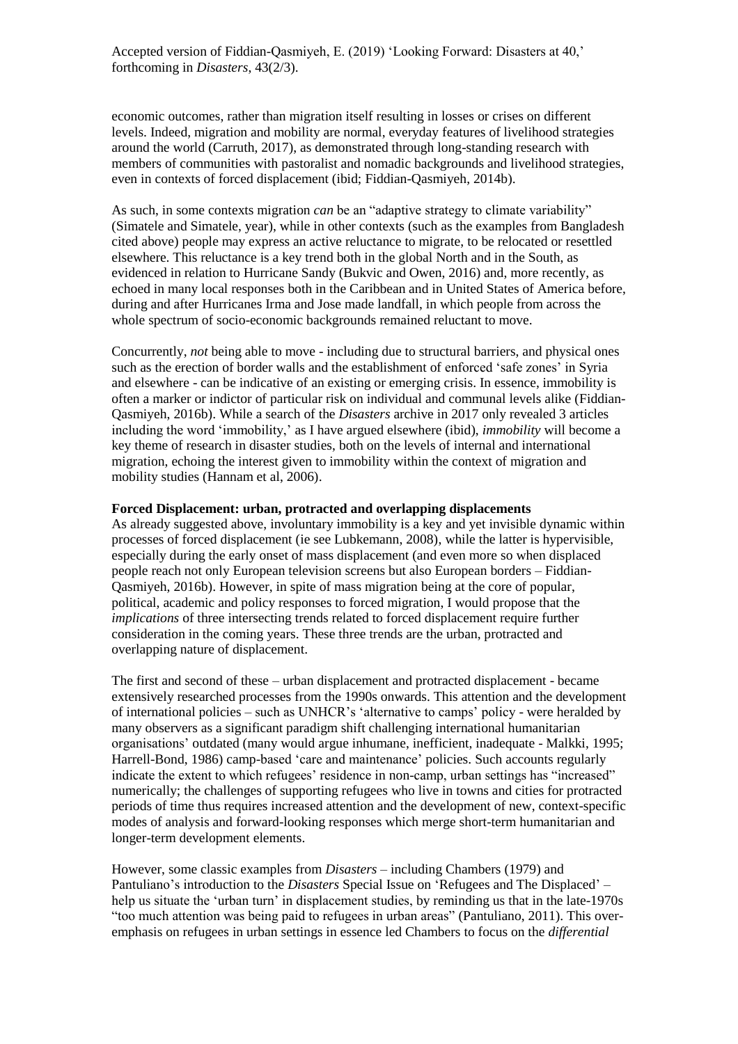economic outcomes, rather than migration itself resulting in losses or crises on different levels. Indeed, migration and mobility are normal, everyday features of livelihood strategies around the world (Carruth, 2017), as demonstrated through long-standing research with members of communities with pastoralist and nomadic backgrounds and livelihood strategies, even in contexts of forced displacement (ibid; Fiddian-Qasmiyeh, 2014b).

As such, in some contexts migration *can* be an "adaptive strategy to climate variability" (Simatele and Simatele, year), while in other contexts (such as the examples from Bangladesh cited above) people may express an active reluctance to migrate, to be relocated or resettled elsewhere. This reluctance is a key trend both in the global North and in the South, as evidenced in relation to Hurricane Sandy (Bukvic and Owen, 2016) and, more recently, as echoed in many local responses both in the Caribbean and in United States of America before, during and after Hurricanes Irma and Jose made landfall, in which people from across the whole spectrum of socio-economic backgrounds remained reluctant to move.

Concurrently, *not* being able to move - including due to structural barriers, and physical ones such as the erection of border walls and the establishment of enforced 'safe zones' in Syria and elsewhere - can be indicative of an existing or emerging crisis. In essence, immobility is often a marker or indictor of particular risk on individual and communal levels alike (Fiddian-Qasmiyeh, 2016b). While a search of the *Disasters* archive in 2017 only revealed 3 articles including the word 'immobility,' as I have argued elsewhere (ibid), *immobility* will become a key theme of research in disaster studies, both on the levels of internal and international migration, echoing the interest given to immobility within the context of migration and mobility studies (Hannam et al, 2006).

**Forced Displacement: urban, protracted and overlapping displacements**

As already suggested above, involuntary immobility is a key and yet invisible dynamic within processes of forced displacement (ie see Lubkemann, 2008), while the latter is hypervisible, especially during the early onset of mass displacement (and even more so when displaced people reach not only European television screens but also European borders – Fiddian-Qasmiyeh, 2016b). However, in spite of mass migration being at the core of popular, political, academic and policy responses to forced migration, I would propose that the *implications* of three intersecting trends related to forced displacement require further consideration in the coming years. These three trends are the urban, protracted and overlapping nature of displacement.

The first and second of these – urban displacement and protracted displacement - became extensively researched processes from the 1990s onwards. This attention and the development of international policies – such as UNHCR's 'alternative to camps' policy - were heralded by many observers as a significant paradigm shift challenging international humanitarian organisations' outdated (many would argue inhumane, inefficient, inadequate - Malkki, 1995; Harrell-Bond, 1986) camp-based 'care and maintenance' policies. Such accounts regularly indicate the extent to which refugees' residence in non-camp, urban settings has "increased" numerically; the challenges of supporting refugees who live in towns and cities for protracted periods of time thus requires increased attention and the development of new, context-specific modes of analysis and forward-looking responses which merge short-term humanitarian and longer-term development elements.

However, some classic examples from *Disasters* – including Chambers (1979) and Pantuliano's introduction to the *Disasters* Special Issue on 'Refugees and The Displaced' – help us situate the 'urban turn' in displacement studies, by reminding us that in the late-1970s "too much attention was being paid to refugees in urban areas" (Pantuliano, 2011). This over-emphasis on refugees in urban settings in essence led Chambers to focus on the *differential*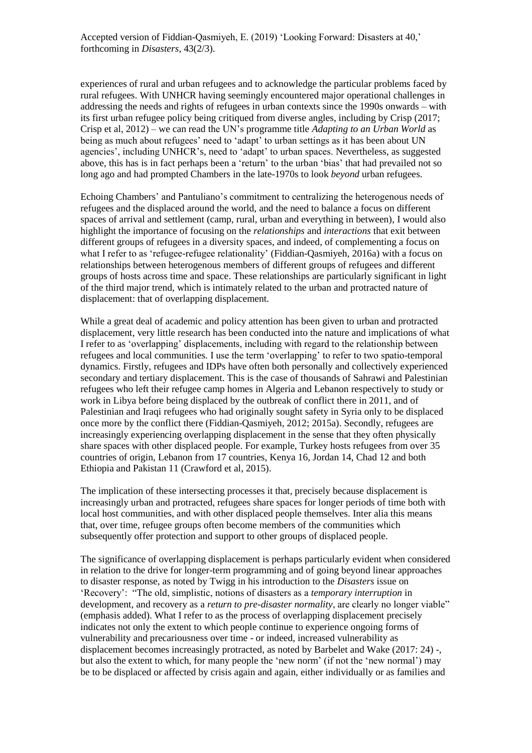experiences of rural and urban refugees and to acknowledge the particular problems faced by rural refugees. With UNHCR having seemingly encountered major operational challenges in addressing the needs and rights of refugees in urban contexts since the 1990s onwards – with its first urban refugee policy being critiqued from diverse angles, including by Crisp (2017; Crisp et al, 2012) – we can read the UN's programme title *Adapting to an Urban World* as being as much about refugees' need to 'adapt' to urban settings as it has been about UN agencies', including UNHCR's, need to 'adapt' to urban spaces. Nevertheless, as suggested above, this has is in fact perhaps been a 'return' to the urban 'bias' that had prevailed not so long ago and had prompted Chambers in the late-1970s to look *beyond* urban refugees.

Echoing Chambers' and Pantuliano's commitment to centralizing the heterogenous needs of refugees and the displaced around the world, and the need to balance a focus on different spaces of arrival and settlement (camp, rural, urban and everything in between), I would also highlight the importance of focusing on the *relationships* and *interactions* that exit between different groups of refugees in a diversity spaces, and indeed, of complementing a focus on what I refer to as 'refugee-refugee relationality' (Fiddian-Qasmiyeh, 2016a) with a focus on relationships between heterogenous members of different groups of refugees and different groups of hosts across time and space. These relationships are particularly significant in light of the third major trend, which is intimately related to the urban and protracted nature of displacement: that of overlapping displacement.

While a great deal of academic and policy attention has been given to urban and protracted displacement, very little research has been conducted into the nature and implications of what I refer to as 'overlapping' displacements, including with regard to the relationship between refugees and local communities. I use the term 'overlapping' to refer to two spatio-temporal dynamics. Firstly, refugees and IDPs have often both personally and collectively experienced secondary and tertiary displacement. This is the case of thousands of Sahrawi and Palestinian refugees who left their refugee camp homes in Algeria and Lebanon respectively to study or work in Libya before being displaced by the outbreak of conflict there in 2011, and of Palestinian and Iraqi refugees who had originally sought safety in Syria only to be displaced once more by the conflict there (Fiddian-Qasmiyeh, 2012; 2015a). Secondly, refugees are increasingly experiencing overlapping displacement in the sense that they often physically share spaces with other displaced people. For example, Turkey hosts refugees from over 35 countries of origin, Lebanon from 17 countries, Kenya 16, Jordan 14, Chad 12 and both Ethiopia and Pakistan 11 (Crawford et al, 2015).

The implication of these intersecting processes it that, precisely because displacement is increasingly urban and protracted, refugees share spaces for longer periods of time both with local host communities, and with other displaced people themselves. Inter alia this means that, over time, refugee groups often become members of the communities which subsequently offer protection and support to other groups of displaced people.

The significance of overlapping displacement is perhaps particularly evident when considered in relation to the drive for longer-term programming and of going beyond linear approaches to disaster response, as noted by Twigg in his introduction to the *Disasters* issue on 'Recovery': "The old, simplistic, notions of disasters as a *temporary interruption* in development, and recovery as a *return to pre-disaster normality*, are clearly no longer viable" (emphasis added). What I refer to as the process of overlapping displacement precisely indicates not only the extent to which people continue to experience ongoing forms of vulnerability and precariousness over time - or indeed, increased vulnerability as displacement becomes increasingly protracted, as noted by Barbelet and Wake (2017: 24) -, but also the extent to which, for many people the 'new norm' (if not the 'new normal') may be to be displaced or affected by crisis again and again, either individually or as families and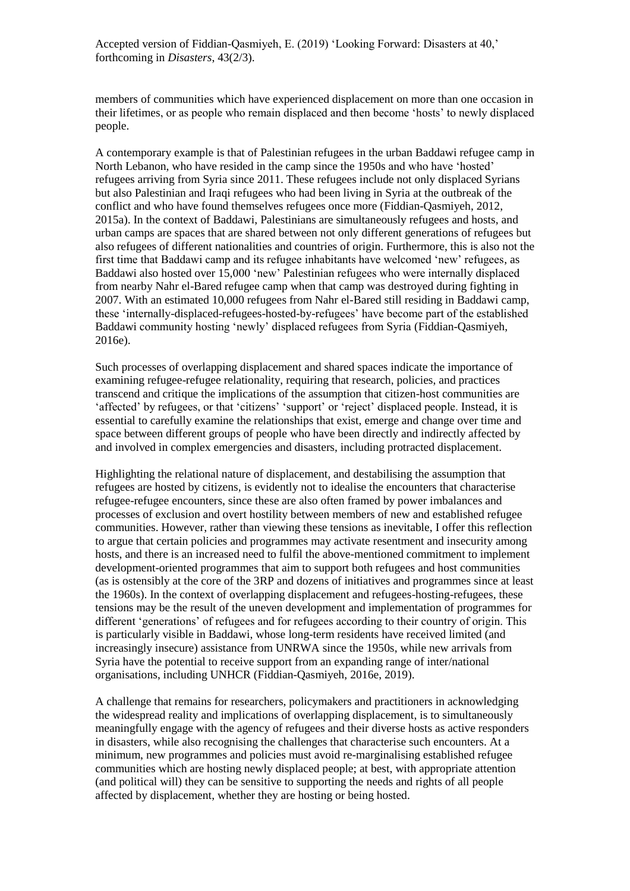members of communities which have experienced displacement on more than one occasion in their lifetimes, or as people who remain displaced and then become 'hosts' to newly displaced people.

A contemporary example is that of Palestinian refugees in the urban Baddawi refugee camp in North Lebanon, who have resided in the camp since the 1950s and who have 'hosted' refugees arriving from Syria since 2011. These refugees include not only displaced Syrians but also Palestinian and Iraqi refugees who had been living in Syria at the outbreak of the conflict and who have found themselves refugees once more (Fiddian-Qasmiyeh, 2012, 2015a). In the context of Baddawi, Palestinians are simultaneously refugees and hosts, and urban camps are spaces that are shared between not only different generations of refugees but also refugees of different nationalities and countries of origin. Furthermore, this is also not the first time that Baddawi camp and its refugee inhabitants have welcomed 'new' refugees, as Baddawi also hosted over 15,000 'new' Palestinian refugees who were internally displaced from nearby Nahr el-Bared refugee camp when that camp was destroyed during fighting in 2007. With an estimated 10,000 refugees from Nahr el-Bared still residing in Baddawi camp, these 'internally-displaced-refugees-hosted-by-refugees' have become part of the established Baddawi community hosting 'newly' displaced refugees from Syria (Fiddian-Qasmiyeh, 2016e).

Such processes of overlapping displacement and shared spaces indicate the importance of examining refugee-refugee relationality, requiring that research, policies, and practices transcend and critique the implications of the assumption that citizen-host communities are 'affected' by refugees, or that 'citizens' 'support' or 'reject' displaced people. Instead, it is essential to carefully examine the relationships that exist, emerge and change over time and space between different groups of people who have been directly and indirectly affected by and involved in complex emergencies and disasters, including protracted displacement.

Highlighting the relational nature of displacement, and destabilising the assumption that refugees are hosted by citizens, is evidently not to idealise the encounters that characterise refugee-refugee encounters, since these are also often framed by power imbalances and processes of exclusion and overt hostility between members of new and established refugee communities. However, rather than viewing these tensions as inevitable, I offer this reflection to argue that certain policies and programmes may activate resentment and insecurity among hosts, and there is an increased need to fulfil the above-mentioned commitment to implement development-oriented programmes that aim to support both refugees and host communities (as is ostensibly at the core of the 3RP and dozens of initiatives and programmes since at least the 1960s). In the context of overlapping displacement and refugees-hosting-refugees, these tensions may be the result of the uneven development and implementation of programmes for different 'generations' of refugees and for refugees according to their country of origin. This is particularly visible in Baddawi, whose long-term residents have received limited (and increasingly insecure) assistance from UNRWA since the 1950s, while new arrivals from Syria have the potential to receive support from an expanding range of inter/national organisations, including UNHCR (Fiddian-Qasmiyeh, 2016e, 2019).

A challenge that remains for researchers, policymakers and practitioners in acknowledging the widespread reality and implications of overlapping displacement, is to simultaneously meaningfully engage with the agency of refugees and their diverse hosts as active responders in disasters, while also recognising the challenges that characterise such encounters. At a minimum, new programmes and policies must avoid re-marginalising established refugee communities which are hosting newly displaced people; at best, with appropriate attention (and political will) they can be sensitive to supporting the needs and rights of all people affected by displacement, whether they are hosting or being hosted.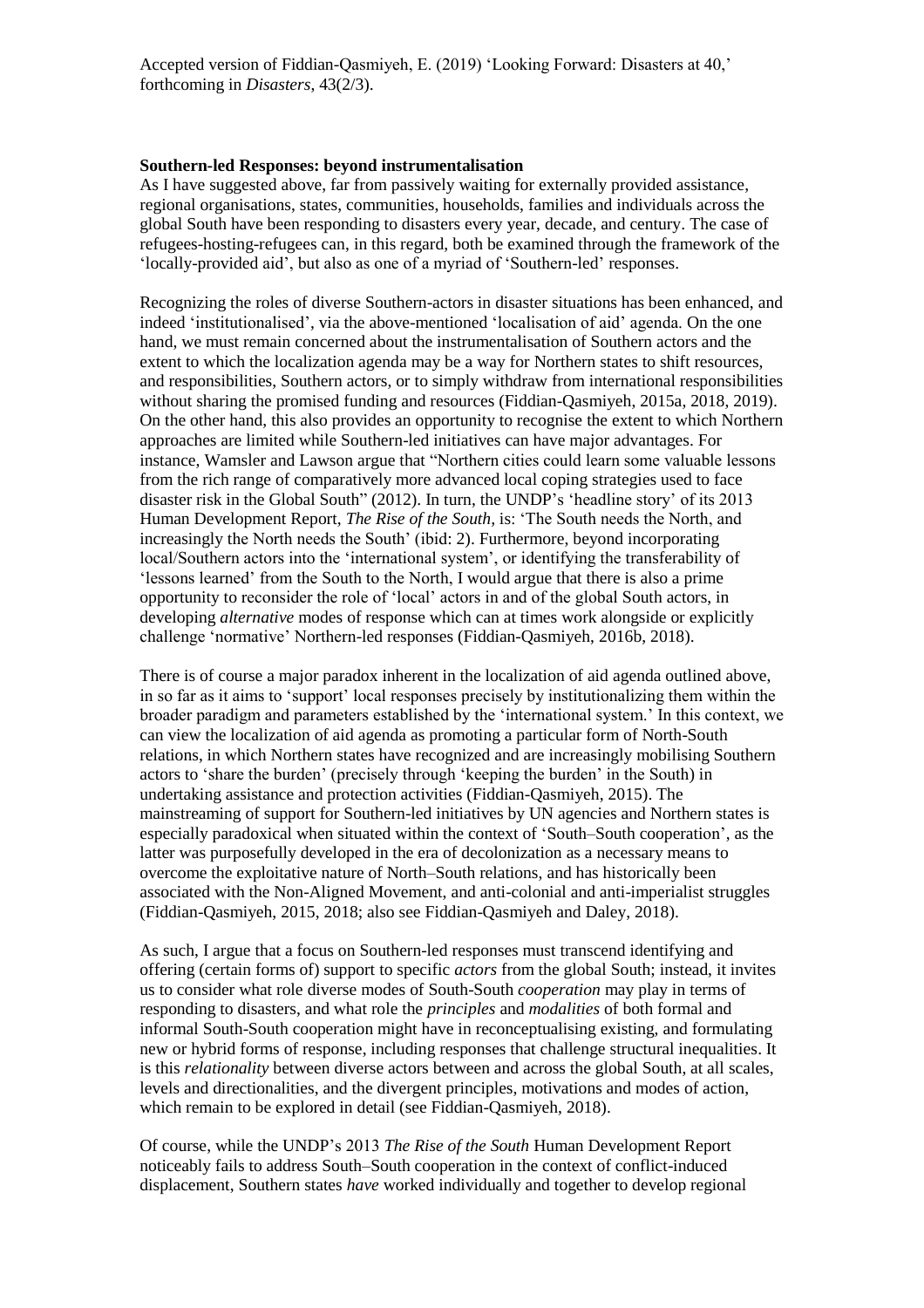Accepted version of Fiddian-Qasmiyeh, E. (2019) 'Looking Forward: Disasters at 40,' forthcoming in *Disasters*, 43(2/3).

**Southern-led Responses: beyond instrumentalisation**

As I have suggested above, far from passively waiting for externally provided assistance, regional organisations, states, communities, households, families and individuals across the global South have been responding to disasters every year, decade, and century. The case of refugees-hosting-refugees can, in this regard, both be examined through the framework of the 'locally-provided aid', but also as one of a myriad of 'Southern-led' responses.

Recognizing the roles of diverse Southern-actors in disaster situations has been enhanced, and indeed 'institutionalised', via the above-mentioned 'localisation of aid' agenda. On the one hand, we must remain concerned about the instrumentalisation of Southern actors and the extent to which the localization agenda may be a way for Northern states to shift resources, and responsibilities, Southern actors, or to simply withdraw from international responsibilities without sharing the promised funding and resources (Fiddian-Qasmiyeh, 2015a, 2018, 2019). On the other hand, this also provides an opportunity to recognise the extent to which Northern approaches are limited while Southern-led initiatives can have major advantages. For instance, Wamsler and Lawson argue that "Northern cities could learn some valuable lessons from the rich range of comparatively more advanced local coping strategies used to face disaster risk in the Global South" (2012). In turn, the UNDP's 'headline story' of its 2013 Human Development Report, *The Rise of the South*, is: 'The South needs the North, and increasingly the North needs the South' (ibid: 2). Furthermore, beyond incorporating local/Southern actors into the 'international system', or identifying the transferability of 'lessons learned' from the South to the North, I would argue that there is also a prime opportunity to reconsider the role of 'local' actors in and of the global South actors, in developing *alternative* modes of response which can at times work alongside or explicitly challenge 'normative' Northern-led responses (Fiddian-Qasmiyeh, 2016b, 2018).

There is of course a major paradox inherent in the localization of aid agenda outlined above, in so far as it aims to 'support' local responses precisely by institutionalizing them within the broader paradigm and parameters established by the 'international system.' In this context, we can view the localization of aid agenda as promoting a particular form of North-South relations, in which Northern states have recognized and are increasingly mobilising Southern actors to 'share the burden' (precisely through 'keeping the burden' in the South) in undertaking assistance and protection activities (Fiddian-Qasmiyeh, 2015). The mainstreaming of support for Southern-led initiatives by UN agencies and Northern states is especially paradoxical when situated within the context of 'South–South cooperation', as the latter was purposefully developed in the era of decolonization as a necessary means to overcome the exploitative nature of North–South relations, and has historically been associated with the Non-Aligned Movement, and anti-colonial and anti-imperialist struggles (Fiddian-Qasmiyeh, 2015, 2018; also see Fiddian-Qasmiyeh and Daley, 2018).

As such, I argue that a focus on Southern-led responses must transcend identifying and offering (certain forms of) support to specific *actors* from the global South; instead, it invites us to consider what role diverse modes of South-South *cooperation* may play in terms of responding to disasters, and what role the *principles* and *modalities* of both formal and informal South-South cooperation might have in reconceptualising existing, and formulating new or hybrid forms of response, including responses that challenge structural inequalities. It is this *relationality* between diverse actors between and across the global South, at all scales, levels and directionalities, and the divergent principles, motivations and modes of action, which remain to be explored in detail (see Fiddian-Qasmiyeh, 2018).

Of course, while the UNDP's 2013 *The Rise of the South* Human Development Report noticeably fails to address South–South cooperation in the context of conflict-induced displacement, Southern states *have* worked individually and together to develop regional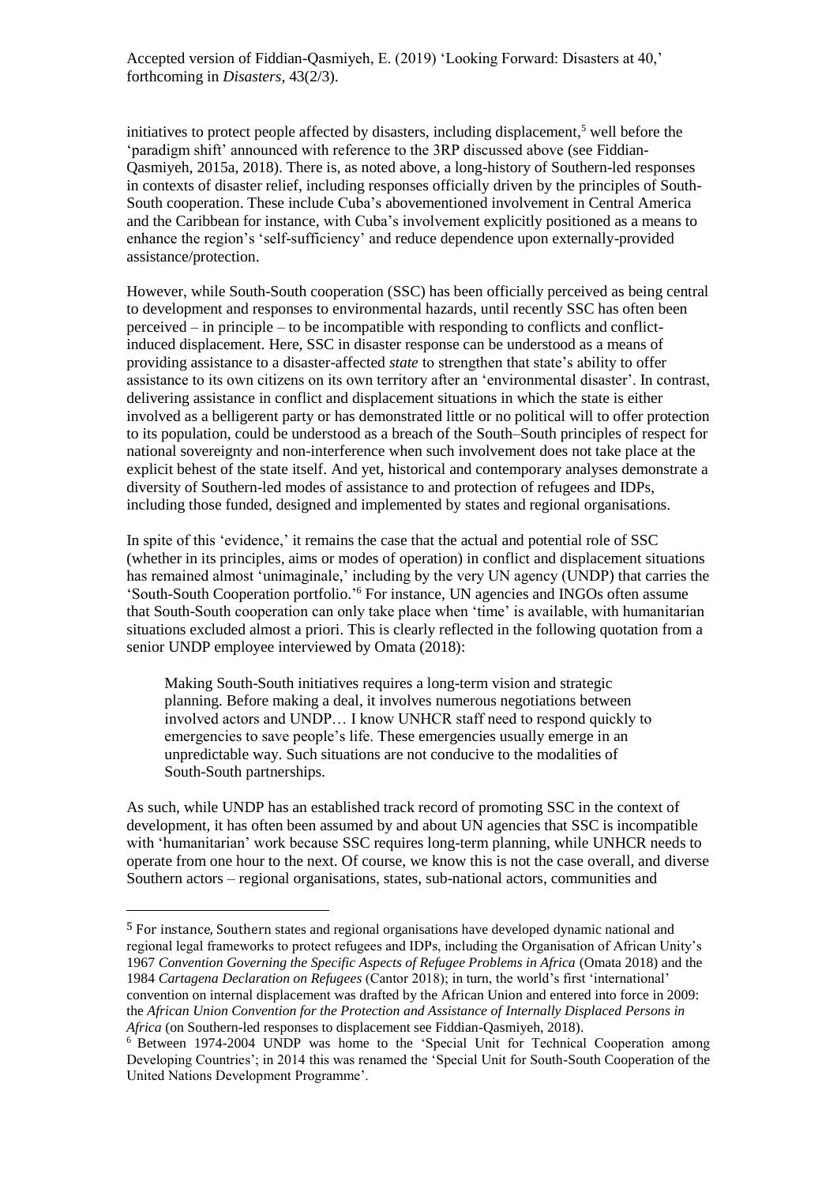initiatives to protect people affected by disasters, including displacement,[5] well before the 'paradigm shift' announced with reference to the 3RP discussed above (see Fiddian-Qasmiyeh, 2015a, 2018). There is, as noted above, a long-history of Southern-led responses in contexts of disaster relief, including responses officially driven by the principles of South-South cooperation. These include Cuba's abovementioned involvement in Central America and the Caribbean for instance, with Cuba's involvement explicitly positioned as a means to enhance the region's 'self-sufficiency' and reduce dependence upon externally-provided assistance/protection.

However, while South-South cooperation (SSC) has been officially perceived as being central to development and responses to environmental hazards, until recently SSC has often been perceived – in principle – to be incompatible with responding to conflicts and conflict-induced displacement. Here, SSC in disaster response can be understood as a means of providing assistance to a disaster-affected *state* to strengthen that state's ability to offer assistance to its own citizens on its own territory after an 'environmental disaster'. In contrast, delivering assistance in conflict and displacement situations in which the state is either involved as a belligerent party or has demonstrated little or no political will to offer protection to its population, could be understood as a breach of the South–South principles of respect for national sovereignty and non-interference when such involvement does not take place at the explicit behest of the state itself. And yet, historical and contemporary analyses demonstrate a diversity of Southern-led modes of assistance to and protection of refugees and IDPs, including those funded, designed and implemented by states and regional organisations.

In spite of this 'evidence,' it remains the case that the actual and potential role of SSC (whether in its principles, aims or modes of operation) in conflict and displacement situations has remained almost 'unimaginale,' including by the very UN agency (UNDP) that carries the 'South-South Cooperation portfolio.'[6] For instance, UN agencies and INGOs often assume that South-South cooperation can only take place when 'time' is available, with humanitarian situations excluded almost a priori. This is clearly reflected in the following quotation from a senior UNDP employee interviewed by Omata (2018):

> Making South-South initiatives requires a long-term vision and strategic planning. Before making a deal, it involves numerous negotiations between involved actors and UNDP… I know UNHCR staff need to respond quickly to emergencies to save people's life. These emergencies usually emerge in an unpredictable way. Such situations are not conducive to the modalities of South-South partnerships.

As such, while UNDP has an established track record of promoting SSC in the context of development, it has often been assumed by and about UN agencies that SSC is incompatible with 'humanitarian' work because SSC requires long-term planning, while UNHCR needs to operate from one hour to the next. Of course, we know this is not the case overall, and diverse Southern actors – regional organisations, states, sub-national actors, communities and

---

[5] For instance, Southern states and regional organisations have developed dynamic national and regional legal frameworks to protect refugees and IDPs, including the Organisation of African Unity's 1967 *Convention Governing the Specific Aspects of Refugee Problems in Africa* (Omata 2018) and the 1984 *Cartagena Declaration on Refugees* (Cantor 2018); in turn, the world's first 'international' convention on internal displacement was drafted by the African Union and entered into force in 2009: the *African Union Convention for the Protection and Assistance of Internally Displaced Persons in Africa* (on Southern-led responses to displacement see Fiddian-Qasmiyeh, 2018).

[6] Between 1974-2004 UNDP was home to the 'Special Unit for Technical Cooperation among Developing Countries'; in 2014 this was renamed the 'Special Unit for South-South Cooperation of the United Nations Development Programme'.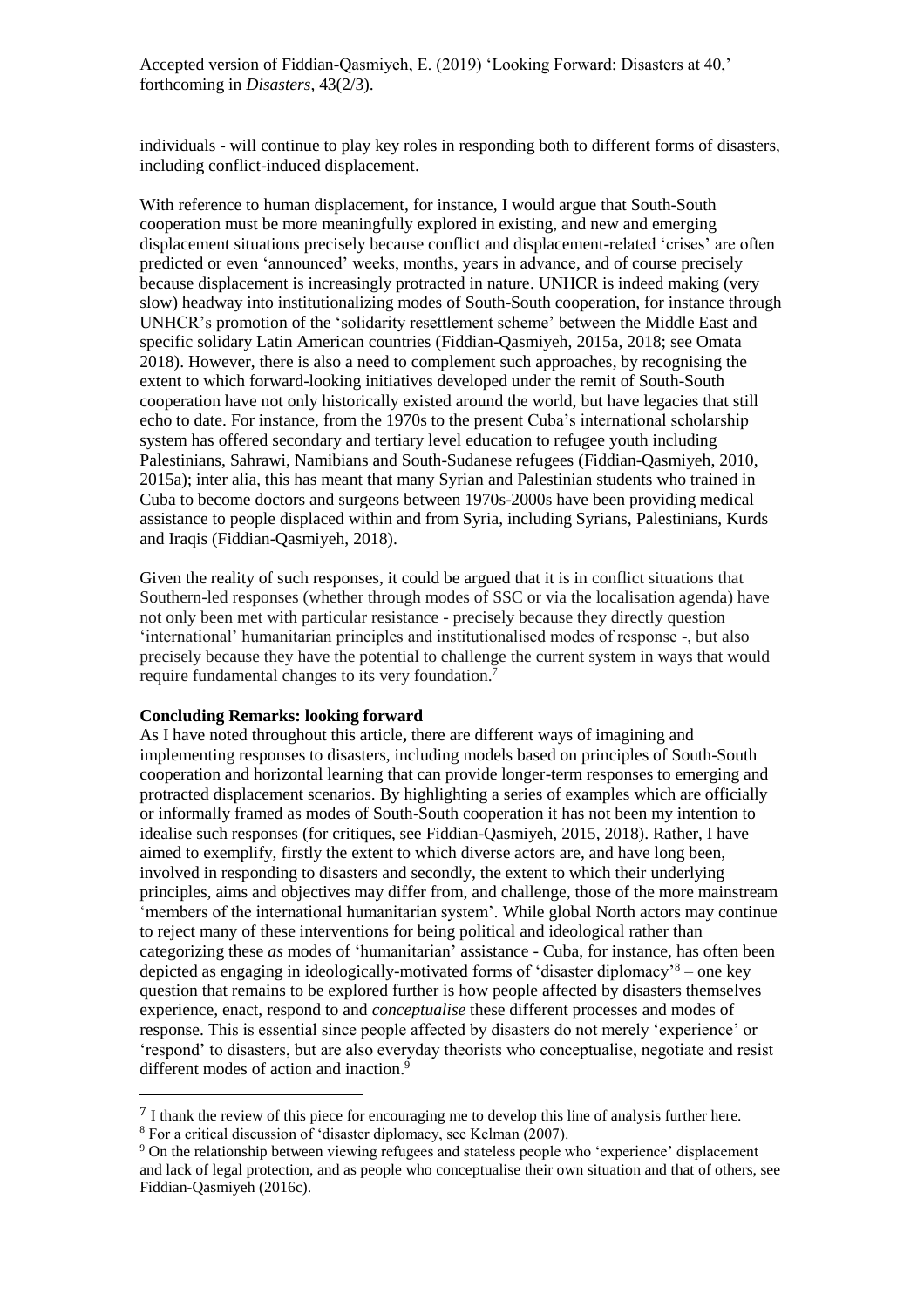individuals - will continue to play key roles in responding both to different forms of disasters, including conflict-induced displacement.

With reference to human displacement, for instance, I would argue that South-South cooperation must be more meaningfully explored in existing, and new and emerging displacement situations precisely because conflict and displacement-related 'crises' are often predicted or even 'announced' weeks, months, years in advance, and of course precisely because displacement is increasingly protracted in nature. UNHCR is indeed making (very slow) headway into institutionalizing modes of South-South cooperation, for instance through UNHCR's promotion of the 'solidarity resettlement scheme' between the Middle East and specific solidary Latin American countries (Fiddian-Qasmiyeh, 2015a, 2018; see Omata 2018). However, there is also a need to complement such approaches, by recognising the extent to which forward-looking initiatives developed under the remit of South-South cooperation have not only historically existed around the world, but have legacies that still echo to date. For instance, from the 1970s to the present Cuba's international scholarship system has offered secondary and tertiary level education to refugee youth including Palestinians, Sahrawi, Namibians and South-Sudanese refugees (Fiddian-Qasmiyeh, 2010, 2015a); inter alia, this has meant that many Syrian and Palestinian students who trained in Cuba to become doctors and surgeons between 1970s-2000s have been providing medical assistance to people displaced within and from Syria, including Syrians, Palestinians, Kurds and Iraqis (Fiddian-Qasmiyeh, 2018).

Given the reality of such responses, it could be argued that it is in conflict situations that Southern-led responses (whether through modes of SSC or via the localisation agenda) have not only been met with particular resistance - precisely because they directly question 'international' humanitarian principles and institutionalised modes of response -, but also precisely because they have the potential to challenge the current system in ways that would require fundamental changes to its very foundation.[7]

**Concluding Remarks: looking forward**

As I have noted throughout this article**,** there are different ways of imagining and implementing responses to disasters, including models based on principles of South-South cooperation and horizontal learning that can provide longer-term responses to emerging and protracted displacement scenarios. By highlighting a series of examples which are officially or informally framed as modes of South-South cooperation it has not been my intention to idealise such responses (for critiques, see Fiddian-Qasmiyeh, 2015, 2018). Rather, I have aimed to exemplify, firstly the extent to which diverse actors are, and have long been, involved in responding to disasters and secondly, the extent to which their underlying principles, aims and objectives may differ from, and challenge, those of the more mainstream 'members of the international humanitarian system'. While global North actors may continue to reject many of these interventions for being political and ideological rather than categorizing these *as* modes of 'humanitarian' assistance - Cuba, for instance, has often been depicted as engaging in ideologically-motivated forms of 'disaster diplomacy'[8] – one key question that remains to be explored further is how people affected by disasters themselves experience, enact, respond to and *conceptualise* these different processes and modes of response. This is essential since people affected by disasters do not merely 'experience' or 'respond' to disasters, but are also everyday theorists who conceptualise, negotiate and resist different modes of action and inaction.[9]

---

[7] I thank the review of this piece for encouraging me to develop this line of analysis further here.

[8] For a critical discussion of 'disaster diplomacy, see Kelman (2007).

[9] On the relationship between viewing refugees and stateless people who 'experience' displacement and lack of legal protection, and as people who conceptualise their own situation and that of others, see Fiddian-Qasmiyeh (2016c).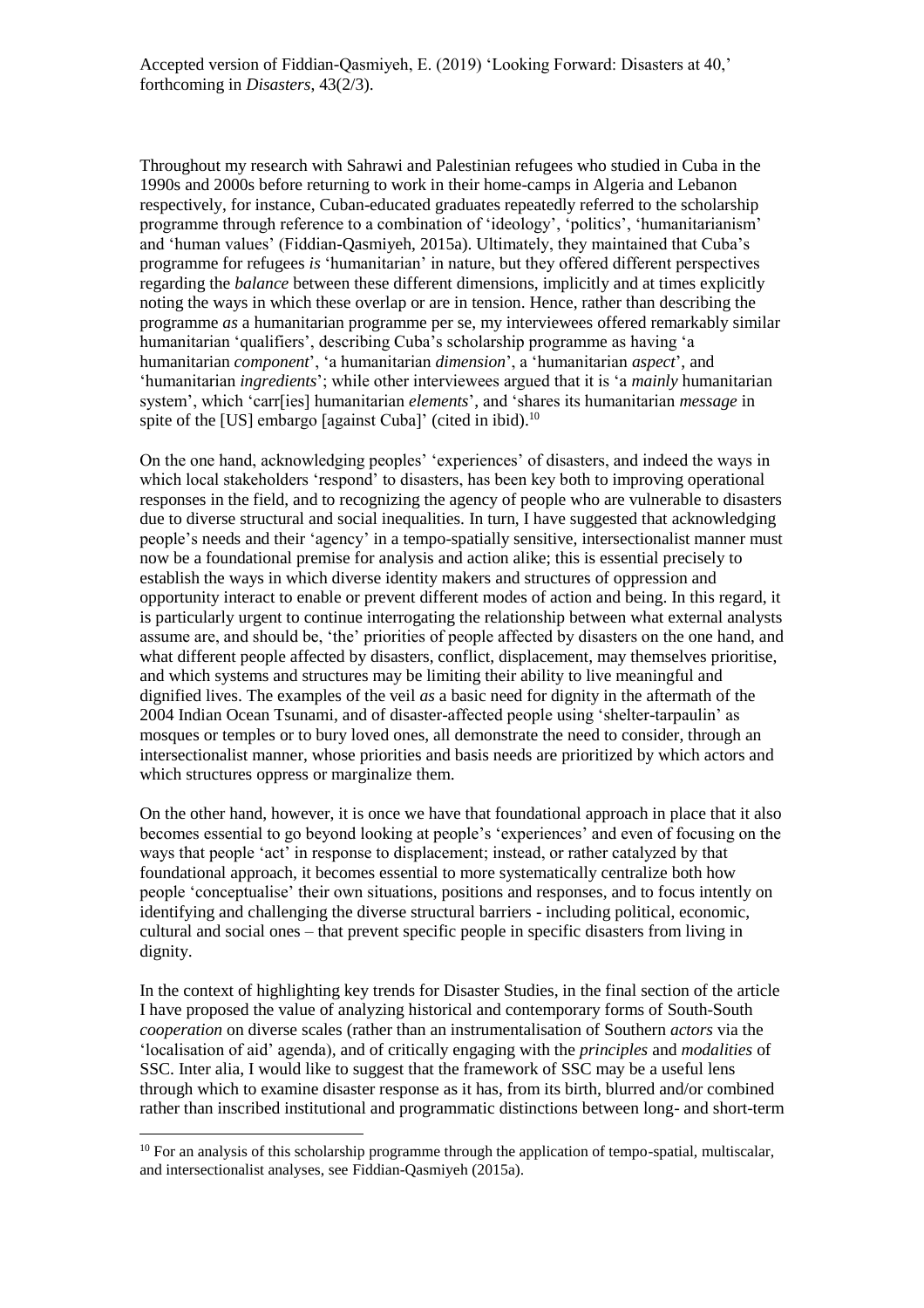Throughout my research with Sahrawi and Palestinian refugees who studied in Cuba in the 1990s and 2000s before returning to work in their home-camps in Algeria and Lebanon respectively, for instance, Cuban-educated graduates repeatedly referred to the scholarship programme through reference to a combination of 'ideology', 'politics', 'humanitarianism' and 'human values' (Fiddian-Qasmiyeh, 2015a). Ultimately, they maintained that Cuba's programme for refugees *is* 'humanitarian' in nature, but they offered different perspectives regarding the *balance* between these different dimensions, implicitly and at times explicitly noting the ways in which these overlap or are in tension. Hence, rather than describing the programme *as* a humanitarian programme per se, my interviewees offered remarkably similar humanitarian 'qualifiers', describing Cuba's scholarship programme as having 'a humanitarian *component*', 'a humanitarian *dimension*', a 'humanitarian *aspect*', and 'humanitarian *ingredients*'; while other interviewees argued that it is 'a *mainly* humanitarian system', which 'carr[ies] humanitarian *elements*', and 'shares its humanitarian *message* in spite of the [US] embargo [against Cuba]' (cited in ibid).[10]

On the one hand, acknowledging peoples' 'experiences' of disasters, and indeed the ways in which local stakeholders 'respond' to disasters, has been key both to improving operational responses in the field, and to recognizing the agency of people who are vulnerable to disasters due to diverse structural and social inequalities. In turn, I have suggested that acknowledging people's needs and their 'agency' in a tempo-spatially sensitive, intersectionalist manner must now be a foundational premise for analysis and action alike; this is essential precisely to establish the ways in which diverse identity makers and structures of oppression and opportunity interact to enable or prevent different modes of action and being. In this regard, it is particularly urgent to continue interrogating the relationship between what external analysts assume are, and should be, 'the' priorities of people affected by disasters on the one hand, and what different people affected by disasters, conflict, displacement, may themselves prioritise, and which systems and structures may be limiting their ability to live meaningful and dignified lives. The examples of the veil *as* a basic need for dignity in the aftermath of the 2004 Indian Ocean Tsunami, and of disaster-affected people using 'shelter-tarpaulin' as mosques or temples or to bury loved ones, all demonstrate the need to consider, through an intersectionalist manner, whose priorities and basis needs are prioritized by which actors and which structures oppress or marginalize them.

On the other hand, however, it is once we have that foundational approach in place that it also becomes essential to go beyond looking at people's 'experiences' and even of focusing on the ways that people 'act' in response to displacement; instead, or rather catalyzed by that foundational approach, it becomes essential to more systematically centralize both how people 'conceptualise' their own situations, positions and responses, and to focus intently on identifying and challenging the diverse structural barriers - including political, economic, cultural and social ones – that prevent specific people in specific disasters from living in dignity.

In the context of highlighting key trends for Disaster Studies, in the final section of the article I have proposed the value of analyzing historical and contemporary forms of South-South *cooperation* on diverse scales (rather than an instrumentalisation of Southern *actors* via the 'localisation of aid' agenda), and of critically engaging with the *principles* and *modalities* of SSC. Inter alia, I would like to suggest that the framework of SSC may be a useful lens through which to examine disaster response as it has, from its birth, blurred and/or combined rather than inscribed institutional and programmatic distinctions between long- and short-term

[10] For an analysis of this scholarship programme through the application of tempo-spatial, multiscalar, and intersectionalist analyses, see Fiddian-Qasmiyeh (2015a).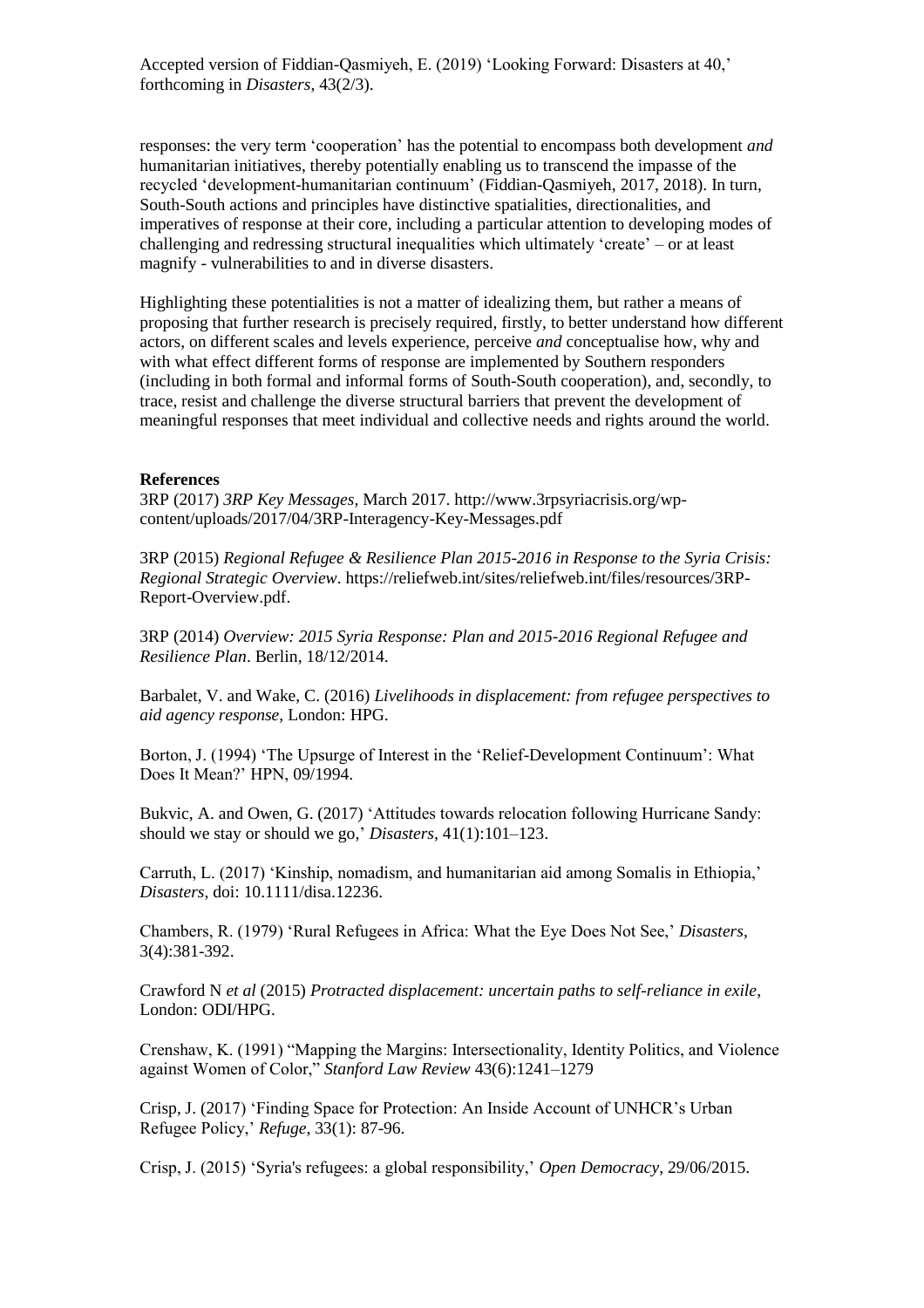responses: the very term 'cooperation' has the potential to encompass both development *and* humanitarian initiatives, thereby potentially enabling us to transcend the impasse of the recycled 'development-humanitarian continuum' (Fiddian-Qasmiyeh, 2017, 2018). In turn, South-South actions and principles have distinctive spatialities, directionalities, and imperatives of response at their core, including a particular attention to developing modes of challenging and redressing structural inequalities which ultimately 'create' – or at least magnify - vulnerabilities to and in diverse disasters.

Highlighting these potentialities is not a matter of idealizing them, but rather a means of proposing that further research is precisely required, firstly, to better understand how different actors, on different scales and levels experience, perceive *and* conceptualise how, why and with what effect different forms of response are implemented by Southern responders (including in both formal and informal forms of South-South cooperation), and, secondly, to trace, resist and challenge the diverse structural barriers that prevent the development of meaningful responses that meet individual and collective needs and rights around the world.

**References**

3RP (2017) *3RP Key Messages*, March 2017. http://www.3rpsyriacrisis.org/wp-content/uploads/2017/04/3RP-Interagency-Key-Messages.pdf

3RP (2015) *Regional Refugee & Resilience Plan 2015-2016 in Response to the Syria Crisis: Regional Strategic Overview*. https://reliefweb.int/sites/reliefweb.int/files/resources/3RP-Report-Overview.pdf.

3RP (2014) *Overview: 2015 Syria Response: Plan and 2015-2016 Regional Refugee and Resilience Plan*. Berlin, 18/12/2014.

Barbalet, V. and Wake, C. (2016) *Livelihoods in displacement: from refugee perspectives to aid agency response*, London: HPG.

Borton, J. (1994) 'The Upsurge of Interest in the 'Relief-Development Continuum': What Does It Mean?' HPN, 09/1994.

Bukvic, A. and Owen, G. (2017) 'Attitudes towards relocation following Hurricane Sandy: should we stay or should we go,' *Disasters*, 41(1):101–123.

Carruth, L. (2017) 'Kinship, nomadism, and humanitarian aid among Somalis in Ethiopia,' *Disasters*, doi: 10.1111/disa.12236.

Chambers, R. (1979) 'Rural Refugees in Africa: What the Eye Does Not See,' *Disasters*, 3(4):381-392.

Crawford N *et al* (2015) *Protracted displacement: uncertain paths to self-reliance in exile*, London: ODI/HPG.

Crenshaw, K. (1991) "Mapping the Margins: Intersectionality, Identity Politics, and Violence against Women of Color," *Stanford Law Review* 43(6):1241–1279

Crisp, J. (2017) 'Finding Space for Protection: An Inside Account of UNHCR's Urban Refugee Policy,' *Refuge*, 33(1): 87-96.

Crisp, J. (2015) 'Syria's refugees: a global responsibility,' *Open Democracy*, 29/06/2015.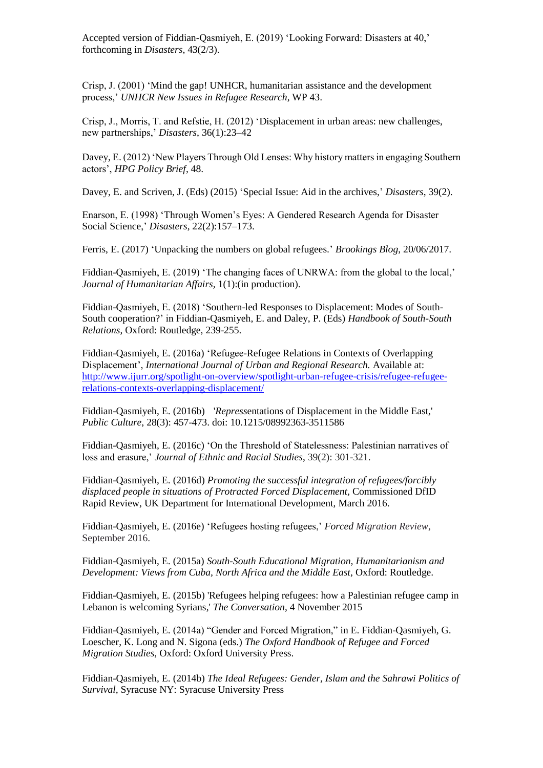Accepted version of Fiddian-Qasmiyeh, E. (2019) 'Looking Forward: Disasters at 40,' forthcoming in *Disasters*, 43(2/3).

Crisp, J. (2001) 'Mind the gap! UNHCR, humanitarian assistance and the development process,' *UNHCR New Issues in Refugee Research*, WP 43.

Crisp, J., Morris, T. and Refstie, H. (2012) 'Displacement in urban areas: new challenges, new partnerships,' *Disasters*, 36(1):23–42

Davey, E. (2012) 'New Players Through Old Lenses: Why history matters in engaging Southern actors', *HPG Policy Brief*, 48.

Davey, E. and Scriven, J. (Eds) (2015) 'Special Issue: Aid in the archives,' *Disasters*, 39(2).

Enarson, E. (1998) 'Through Women's Eyes: A Gendered Research Agenda for Disaster Social Science,' *Disasters*, 22(2):157–173.

Ferris, E. (2017) 'Unpacking the numbers on global refugees.' *Brookings Blog*, 20/06/2017.

Fiddian-Qasmiyeh, E. (2019) 'The changing faces of UNRWA: from the global to the local,' *Journal of Humanitarian Affairs*, 1(1):(in production).

Fiddian-Qasmiyeh, E. (2018) 'Southern-led Responses to Displacement: Modes of South-South cooperation?' in Fiddian-Qasmiyeh, E. and Daley, P. (Eds) *Handbook of South-South Relations*, Oxford: Routledge, 239-255.

Fiddian-Qasmiyeh, E. (2016a) 'Refugee-Refugee Relations in Contexts of Overlapping Displacement', *International Journal of Urban and Regional Research.* Available at: http://www.ijurr.org/spotlight-on-overview/spotlight-urban-refugee-crisis/refugee-refugee-relations-contexts-overlapping-displacement/

Fiddian-Qasmiyeh, E. (2016b) '*Repress*entations of Displacement in the Middle East,' *Public Culture*, 28(3): 457-473. doi: 10.1215/08992363-3511586

Fiddian-Qasmiyeh, E. (2016c) 'On the Threshold of Statelessness: Palestinian narratives of loss and erasure,' *Journal of Ethnic and Racial Studies*, 39(2): 301-321.

Fiddian-Qasmiyeh, E. (2016d) *Promoting the successful integration of refugees/forcibly displaced people in situations of Protracted Forced Displacement*, Commissioned DfID Rapid Review, UK Department for International Development, March 2016.

Fiddian-Qasmiyeh, E. (2016e) 'Refugees hosting refugees,' *Forced Migration Review*, September 2016.

Fiddian-Qasmiyeh, E. (2015a) *South-South Educational Migration, Humanitarianism and Development: Views from Cuba, North Africa and the Middle East*, Oxford: Routledge.

Fiddian-Qasmiyeh, E. (2015b) 'Refugees helping refugees: how a Palestinian refugee camp in Lebanon is welcoming Syrians,' *The Conversation*, 4 November 2015

Fiddian-Qasmiyeh, E. (2014a) "Gender and Forced Migration," in E. Fiddian-Qasmiyeh, G. Loescher, K. Long and N. Sigona (eds.) *The Oxford Handbook of Refugee and Forced Migration Studies*, Oxford: Oxford University Press.

Fiddian-Qasmiyeh, E. (2014b) *The Ideal Refugees: Gender, Islam and the Sahrawi Politics of Survival*, Syracuse NY: Syracuse University Press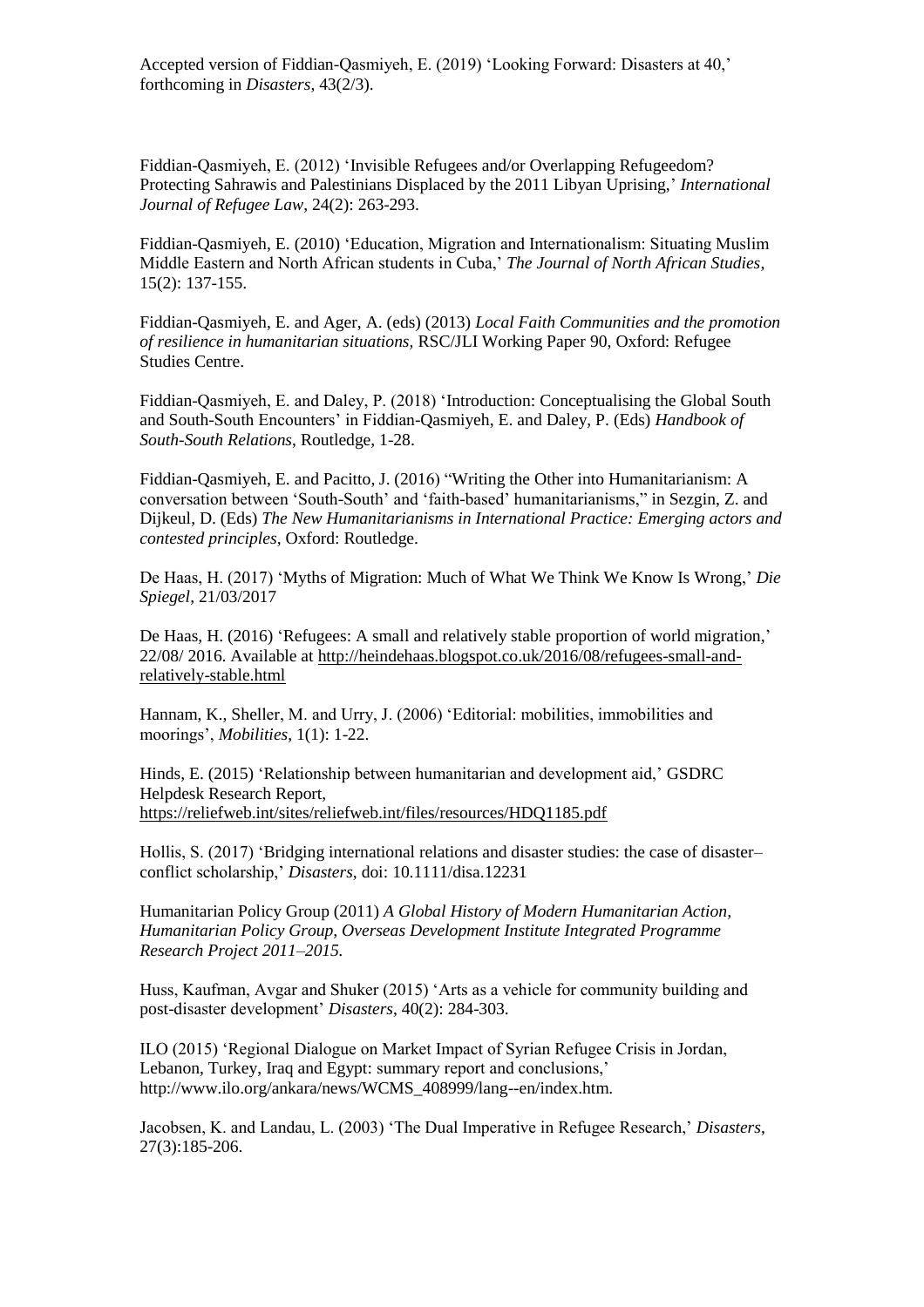Accepted version of Fiddian-Qasmiyeh, E. (2019) 'Looking Forward: Disasters at 40,' forthcoming in *Disasters*, 43(2/3).

Fiddian-Qasmiyeh, E. (2012) 'Invisible Refugees and/or Overlapping Refugeedom? Protecting Sahrawis and Palestinians Displaced by the 2011 Libyan Uprising,' *International Journal of Refugee Law*, 24(2): 263-293.

Fiddian-Qasmiyeh, E. (2010) 'Education, Migration and Internationalism: Situating Muslim Middle Eastern and North African students in Cuba,' *The Journal of North African Studies*, 15(2): 137-155.

Fiddian-Qasmiyeh, E. and Ager, A. (eds) (2013) *Local Faith Communities and the promotion of resilience in humanitarian situations,* RSC/JLI Working Paper 90, Oxford: Refugee Studies Centre.

Fiddian-Qasmiyeh, E. and Daley, P. (2018) 'Introduction: Conceptualising the Global South and South-South Encounters' in Fiddian-Qasmiyeh, E. and Daley, P. (Eds) *Handbook of South-South Relations*, Routledge, 1-28.

Fiddian-Qasmiyeh, E. and Pacitto, J. (2016) "Writing the Other into Humanitarianism: A conversation between 'South-South' and 'faith-based' humanitarianisms," in Sezgin, Z. and Dijkeul, D. (Eds) *The New Humanitarianisms in International Practice: Emerging actors and contested principles*, Oxford: Routledge.

De Haas, H. (2017) 'Myths of Migration: Much of What We Think We Know Is Wrong,' *Die Spiegel*, 21/03/2017

De Haas, H. (2016) 'Refugees: A small and relatively stable proportion of world migration,' 22/08/ 2016. Available at http://heindehaas.blogspot.co.uk/2016/08/refugees-small-and-relatively-stable.html

Hannam, K., Sheller, M. and Urry, J. (2006) 'Editorial: mobilities, immobilities and moorings', *Mobilities*, 1(1): 1-22.

Hinds, E. (2015) 'Relationship between humanitarian and development aid,' GSDRC Helpdesk Research Report, https://reliefweb.int/sites/reliefweb.int/files/resources/HDQ1185.pdf

Hollis, S. (2017) 'Bridging international relations and disaster studies: the case of disaster–conflict scholarship,' *Disasters*, doi: 10.1111/disa.12231

Humanitarian Policy Group (2011) *A Global History of Modern Humanitarian Action, Humanitarian Policy Group, Overseas Development Institute Integrated Programme Research Project 2011–2015.*

Huss, Kaufman, Avgar and Shuker (2015) 'Arts as a vehicle for community building and post-disaster development' *Disasters*, 40(2): 284-303.

ILO (2015) 'Regional Dialogue on Market Impact of Syrian Refugee Crisis in Jordan, Lebanon, Turkey, Iraq and Egypt: summary report and conclusions,' http://www.ilo.org/ankara/news/WCMS_408999/lang--en/index.htm.

Jacobsen, K. and Landau, L. (2003) 'The Dual Imperative in Refugee Research,' *Disasters*, 27(3):185-206.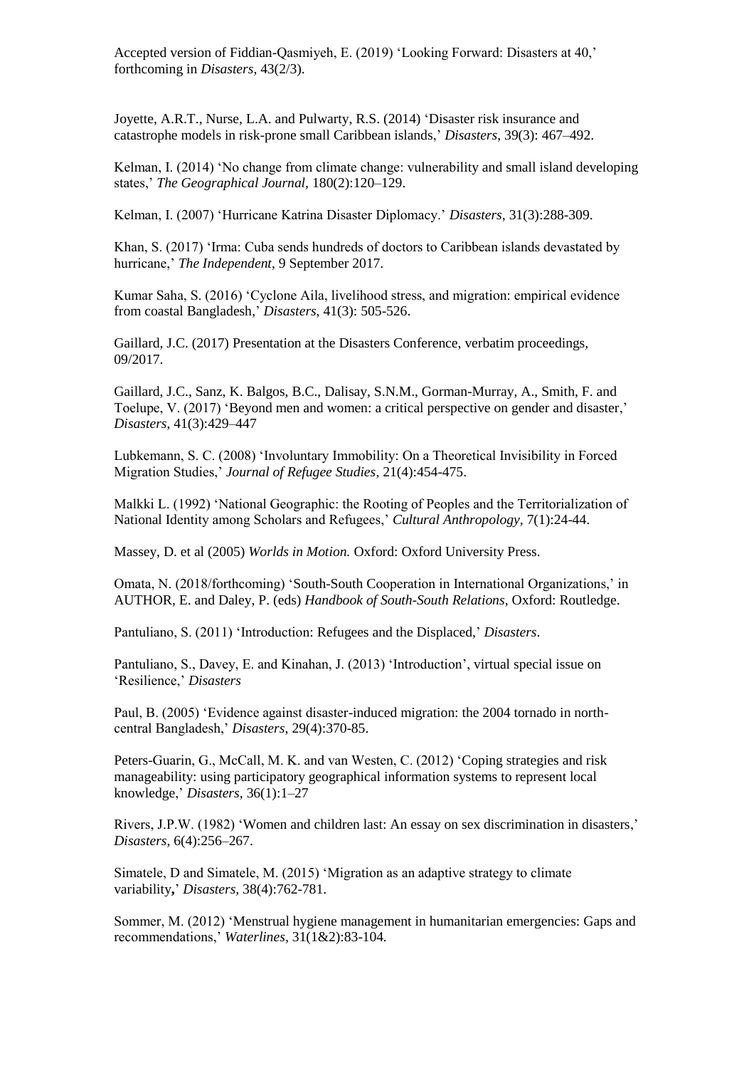Joyette, A.R.T., Nurse, L.A. and Pulwarty, R.S. (2014) 'Disaster risk insurance and catastrophe models in risk-prone small Caribbean islands,' *Disasters*, 39(3): 467–492.

Kelman, I. (2014) 'No change from climate change: vulnerability and small island developing states,' *The Geographical Journal*, 180(2):120–129.

Kelman, I. (2007) 'Hurricane Katrina Disaster Diplomacy.' *Disasters*, 31(3):288-309.

Khan, S. (2017) 'Irma: Cuba sends hundreds of doctors to Caribbean islands devastated by hurricane,' *The Independent*, 9 September 2017.

Kumar Saha, S. (2016) 'Cyclone Aila, livelihood stress, and migration: empirical evidence from coastal Bangladesh,' *Disasters*, 41(3): 505-526.

Gaillard, J.C. (2017) Presentation at the Disasters Conference, verbatim proceedings, 09/2017.

Gaillard, J.C., Sanz, K. Balgos, B.C., Dalisay, S.N.M., Gorman-Murray, A., Smith, F. and Toelupe, V. (2017) 'Beyond men and women: a critical perspective on gender and disaster,' *Disasters*, 41(3):429–447

Lubkemann, S. C. (2008) 'Involuntary Immobility: On a Theoretical Invisibility in Forced Migration Studies,' *Journal of Refugee Studies*, 21(4):454-475.

Malkki L. (1992) 'National Geographic: the Rooting of Peoples and the Territorialization of National Identity among Scholars and Refugees,' *Cultural Anthropology*, 7(1):24-44.

Massey, D. et al (2005) *Worlds in Motion.* Oxford: Oxford University Press.

Omata, N. (2018/forthcoming) 'South-South Cooperation in International Organizations,' in AUTHOR, E. and Daley, P. (eds) *Handbook of South-South Relations*, Oxford: Routledge.

Pantuliano, S. (2011) 'Introduction: Refugees and the Displaced,' *Disasters*.

Pantuliano, S., Davey, E. and Kinahan, J. (2013) 'Introduction', virtual special issue on 'Resilience,' *Disasters*

Paul, B. (2005) 'Evidence against disaster-induced migration: the 2004 tornado in north-central Bangladesh,' *Disasters*, 29(4):370-85.

Peters-Guarin, G., McCall, M. K. and van Westen, C. (2012) 'Coping strategies and risk manageability: using participatory geographical information systems to represent local knowledge,' *Disasters*, 36(1):1–27

Rivers, J.P.W. (1982) 'Women and children last: An essay on sex discrimination in disasters,' *Disasters*, 6(4):256–267.

Simatele, D and Simatele, M. (2015) 'Migration as an adaptive strategy to climate variability**,**' *Disasters*, 38(4):762-781.

Sommer, M. (2012) 'Menstrual hygiene management in humanitarian emergencies: Gaps and recommendations,' *Waterlines*, 31(1&2):83-104.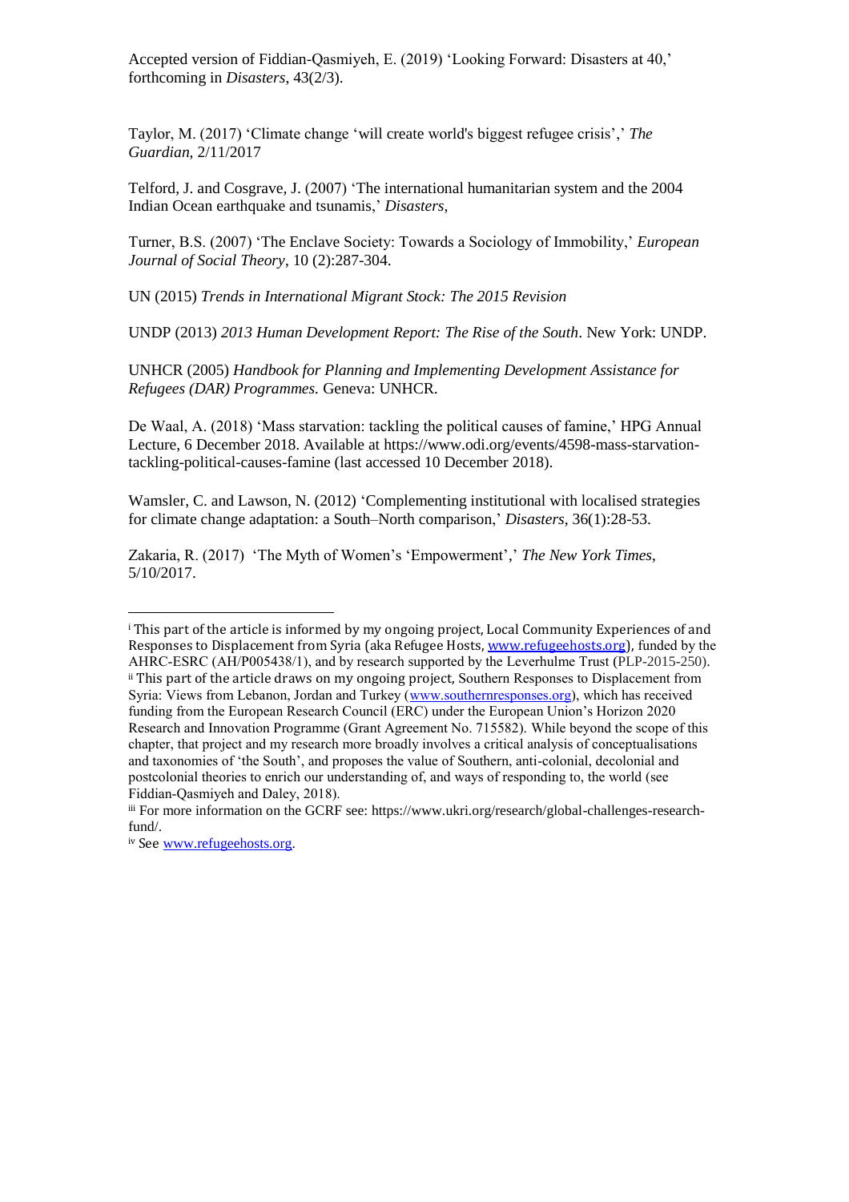Taylor, M. (2017) 'Climate change 'will create world's biggest refugee crisis',' *The Guardian*, 2/11/2017

Telford, J. and Cosgrave, J. (2007) 'The international humanitarian system and the 2004 Indian Ocean earthquake and tsunamis,' *Disasters*,

Turner, B.S. (2007) 'The Enclave Society: Towards a Sociology of Immobility,' *European Journal of Social Theory*, 10 (2):287-304.

UN (2015) *Trends in International Migrant Stock: The 2015 Revision*

UNDP (2013) *2013 Human Development Report: The Rise of the South*. New York: UNDP.

UNHCR (2005) *Handbook for Planning and Implementing Development Assistance for Refugees (DAR) Programmes.* Geneva: UNHCR.

De Waal, A. (2018) 'Mass starvation: tackling the political causes of famine,' HPG Annual Lecture, 6 December 2018. Available at https://www.odi.org/events/4598-mass-starvation-tackling-political-causes-famine (last accessed 10 December 2018).

Wamsler, C. and Lawson, N. (2012) 'Complementing institutional with localised strategies for climate change adaptation: a South–North comparison,' *Disasters*, 36(1):28-53.

Zakaria, R. (2017) 'The Myth of Women's 'Empowerment',' *The New York Times*, 5/10/2017.

---

[i] This part of the article is informed by my ongoing project, Local Community Experiences of and Responses to Displacement from Syria (aka Refugee Hosts, www.refugeehosts.org), funded by the AHRC-ESRC (AH/P005438/1), and by research supported by the Leverhulme Trust (PLP-2015-250).

[ii] This part of the article draws on my ongoing project, Southern Responses to Displacement from Syria: Views from Lebanon, Jordan and Turkey (www.southernresponses.org), which has received funding from the European Research Council (ERC) under the European Union's Horizon 2020 Research and Innovation Programme (Grant Agreement No. 715582). While beyond the scope of this chapter, that project and my research more broadly involves a critical analysis of conceptualisations and taxonomies of 'the South', and proposes the value of Southern, anti-colonial, decolonial and postcolonial theories to enrich our understanding of, and ways of responding to, the world (see Fiddian-Qasmiyeh and Daley, 2018).

[iii] For more information on the GCRF see: https://www.ukri.org/research/global-challenges-research-fund/.

[iv] See www.refugeehosts.org.